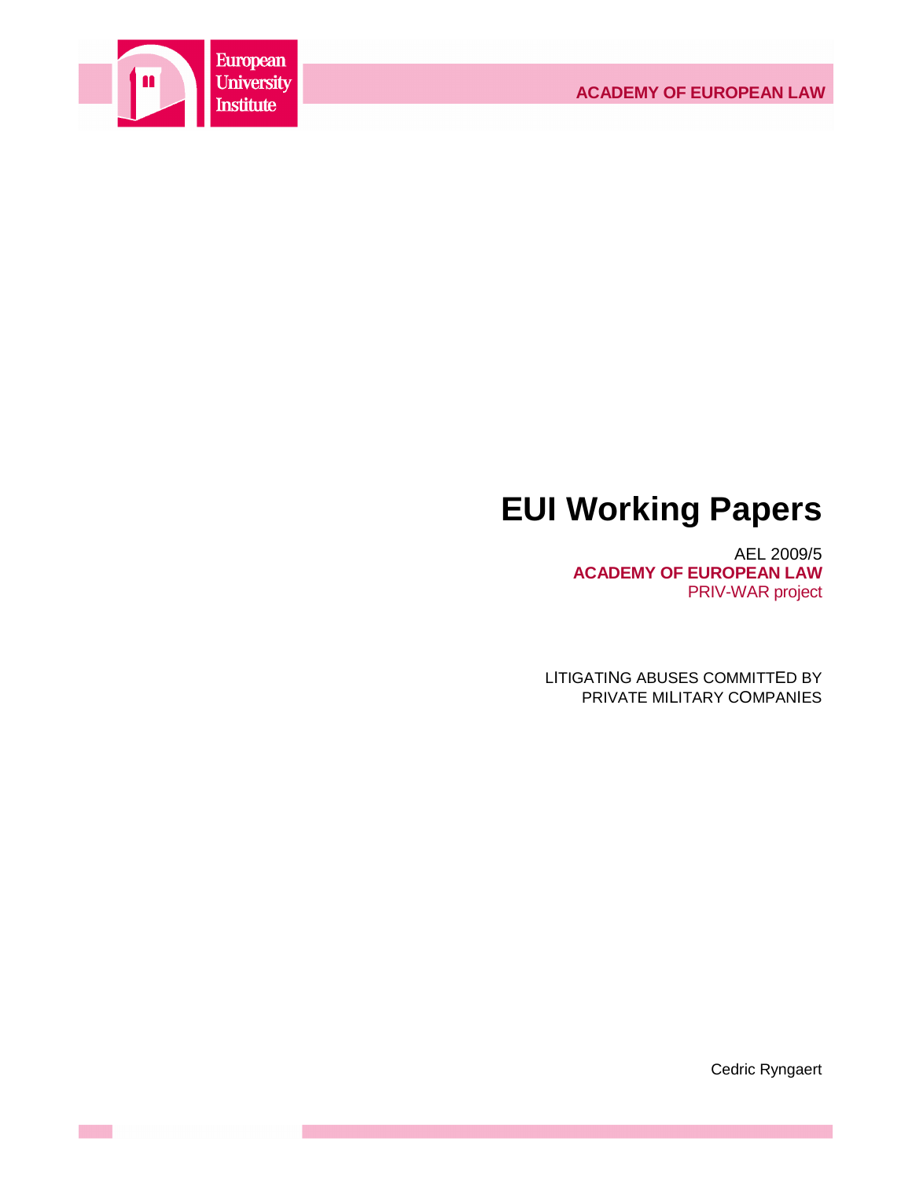European University Institute

ACADEMY OF EUROPEAN LAW

# EUI Working Papers

AEL 2009/5

**ACADEMY OF EUROPEAN LAW**

PRIV-WAR project

LITIGATING ABUSES COMMITTED BY PRIVATE MILITARY COMPANIES

Cedric Ryngaert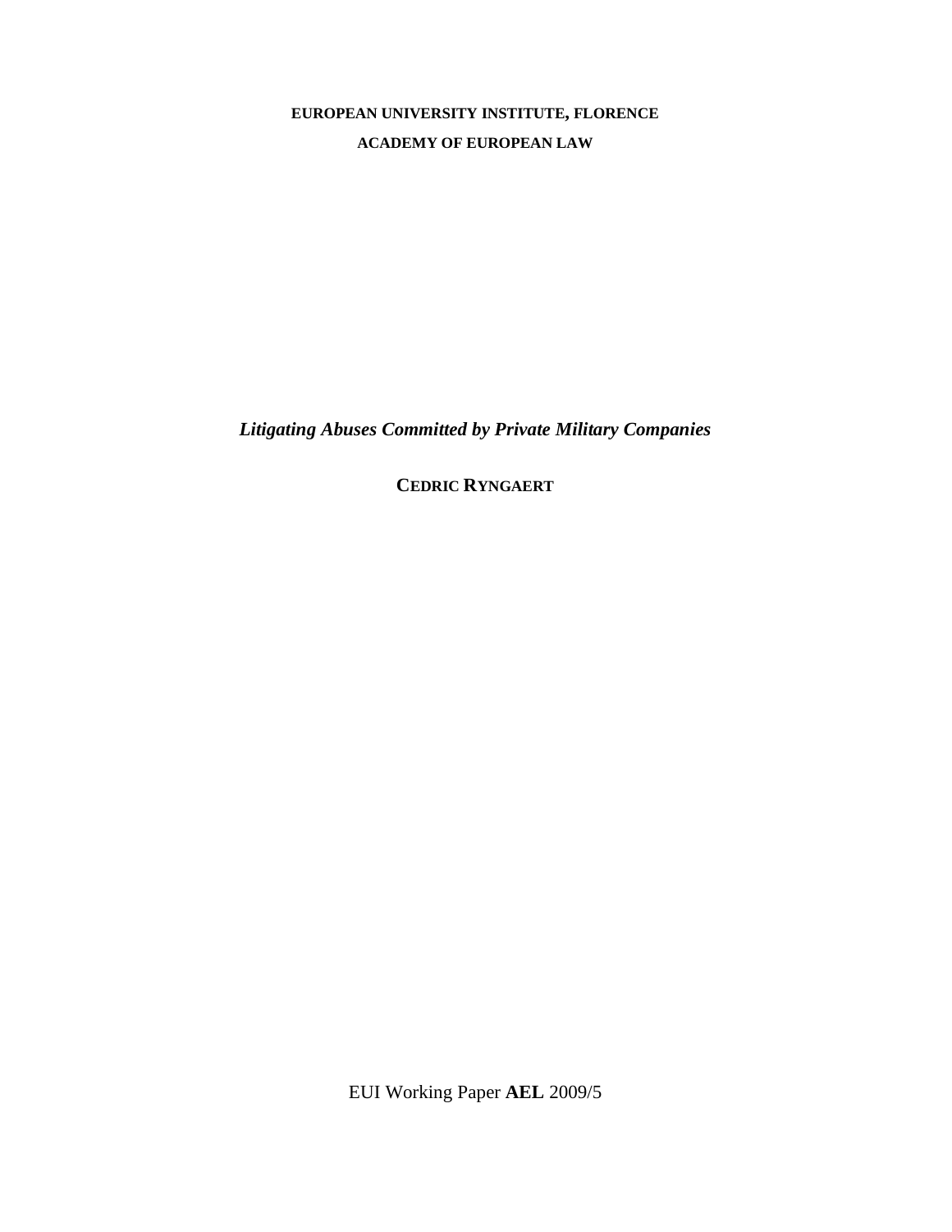**EUROPEAN UNIVERSITY INSTITUTE, FLORENCE**

**ACADEMY OF EUROPEAN LAW**

***Litigating Abuses Committed by Private Military Companies***

**CEDRIC RYNGAERT**

EUI Working Paper **AEL** 2009/5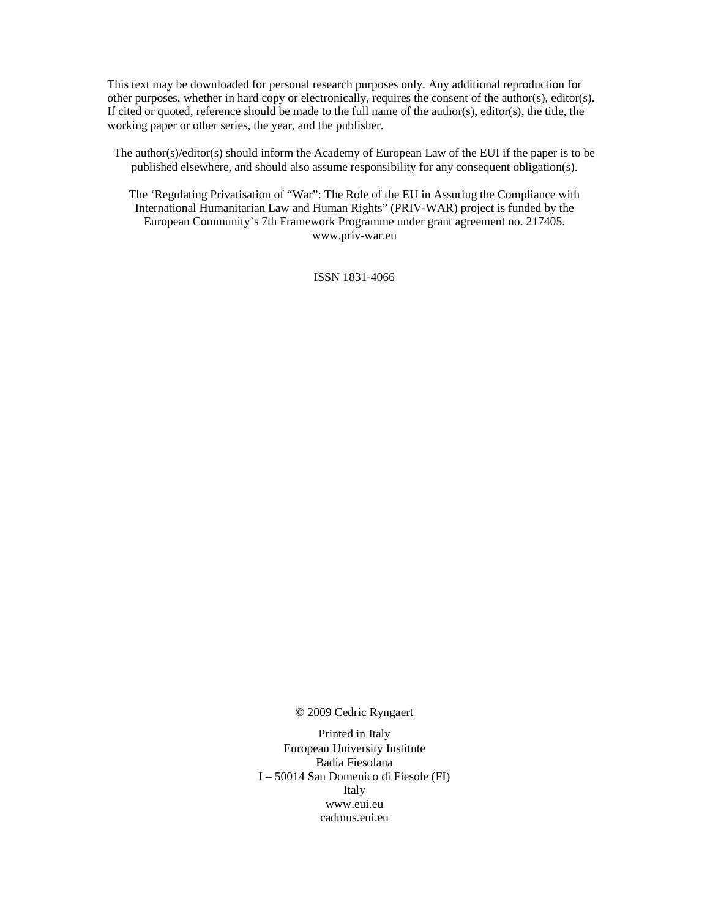This text may be downloaded for personal research purposes only. Any additional reproduction for other purposes, whether in hard copy or electronically, requires the consent of the author(s), editor(s). If cited or quoted, reference should be made to the full name of the author(s), editor(s), the title, the working paper or other series, the year, and the publisher.

The author(s)/editor(s) should inform the Academy of European Law of the EUI if the paper is to be published elsewhere, and should also assume responsibility for any consequent obligation(s).

The 'Regulating Privatisation of "War": The Role of the EU in Assuring the Compliance with International Humanitarian Law and Human Rights" (PRIV-WAR) project is funded by the European Community's 7th Framework Programme under grant agreement no. 217405.
www.priv-war.eu

ISSN 1831-4066

© 2009 Cedric Ryngaert

Printed in Italy
European University Institute
Badia Fiesolana
I – 50014 San Domenico di Fiesole (FI)
Italy
www.eui.eu
cadmus.eui.eu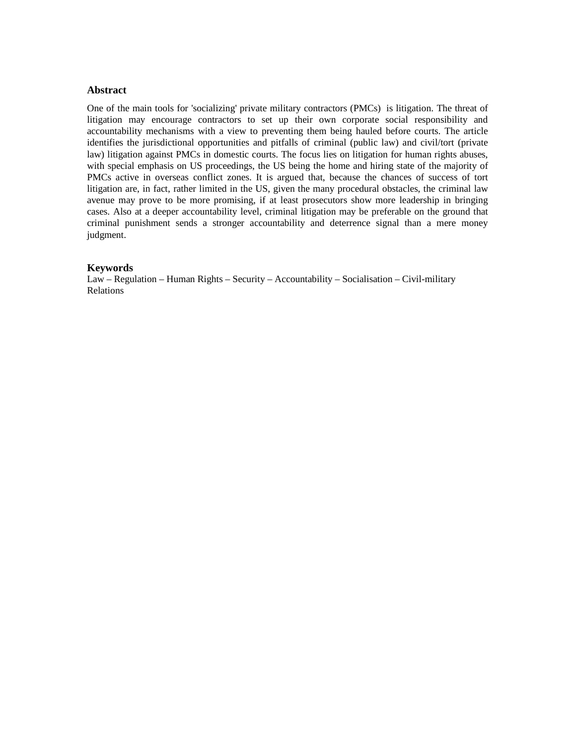## Abstract

One of the main tools for 'socializing' private military contractors (PMCs) is litigation. The threat of litigation may encourage contractors to set up their own corporate social responsibility and accountability mechanisms with a view to preventing them being hauled before courts. The article identifies the jurisdictional opportunities and pitfalls of criminal (public law) and civil/tort (private law) litigation against PMCs in domestic courts. The focus lies on litigation for human rights abuses, with special emphasis on US proceedings, the US being the home and hiring state of the majority of PMCs active in overseas conflict zones. It is argued that, because the chances of success of tort litigation are, in fact, rather limited in the US, given the many procedural obstacles, the criminal law avenue may prove to be more promising, if at least prosecutors show more leadership in bringing cases. Also at a deeper accountability level, criminal litigation may be preferable on the ground that criminal punishment sends a stronger accountability and deterrence signal than a mere money judgment.

## Keywords

Law – Regulation – Human Rights – Security – Accountability – Socialisation – Civil-military Relations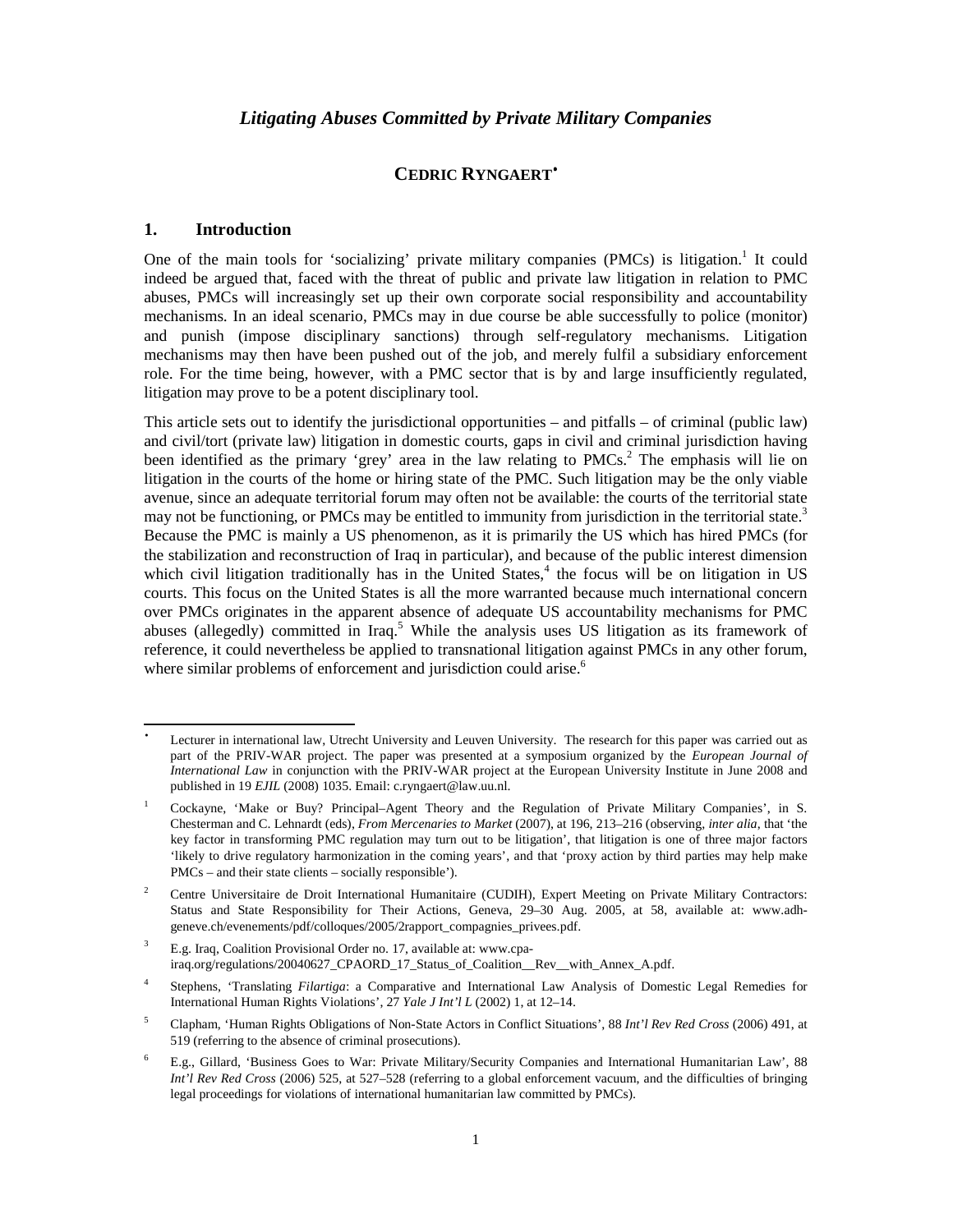# *Litigating Abuses Committed by Private Military Companies*

## CEDRIC RYNGAERT[•]

### 1. Introduction

One of the main tools for 'socializing' private military companies (PMCs) is litigation.[1] It could indeed be argued that, faced with the threat of public and private law litigation in relation to PMC abuses, PMCs will increasingly set up their own corporate social responsibility and accountability mechanisms. In an ideal scenario, PMCs may in due course be able successfully to police (monitor) and punish (impose disciplinary sanctions) through self-regulatory mechanisms. Litigation mechanisms may then have been pushed out of the job, and merely fulfil a subsidiary enforcement role. For the time being, however, with a PMC sector that is by and large insufficiently regulated, litigation may prove to be a potent disciplinary tool.

This article sets out to identify the jurisdictional opportunities – and pitfalls – of criminal (public law) and civil/tort (private law) litigation in domestic courts, gaps in civil and criminal jurisdiction having been identified as the primary 'grey' area in the law relating to PMCs.[2] The emphasis will lie on litigation in the courts of the home or hiring state of the PMC. Such litigation may be the only viable avenue, since an adequate territorial forum may often not be available: the courts of the territorial state may not be functioning, or PMCs may be entitled to immunity from jurisdiction in the territorial state.[3] Because the PMC is mainly a US phenomenon, as it is primarily the US which has hired PMCs (for the stabilization and reconstruction of Iraq in particular), and because of the public interest dimension which civil litigation traditionally has in the United States,[4] the focus will be on litigation in US courts. This focus on the United States is all the more warranted because much international concern over PMCs originates in the apparent absence of adequate US accountability mechanisms for PMC abuses (allegedly) committed in Iraq.[5] While the analysis uses US litigation as its framework of reference, it could nevertheless be applied to transnational litigation against PMCs in any other forum, where similar problems of enforcement and jurisdiction could arise.[6]

---

• Lecturer in international law, Utrecht University and Leuven University. The research for this paper was carried out as part of the PRIV-WAR project. The paper was presented at a symposium organized by the *European Journal of International Law* in conjunction with the PRIV-WAR project at the European University Institute in June 2008 and published in 19 *EJIL* (2008) 1035. Email: c.ryngaert@law.uu.nl.

1 Cockayne, 'Make or Buy? Principal–Agent Theory and the Regulation of Private Military Companies', in S. Chesterman and C. Lehnardt (eds), *From Mercenaries to Market* (2007), at 196, 213–216 (observing, *inter alia*, that 'the key factor in transforming PMC regulation may turn out to be litigation', that litigation is one of three major factors 'likely to drive regulatory harmonization in the coming years', and that 'proxy action by third parties may help make PMCs – and their state clients – socially responsible').

2 Centre Universitaire de Droit International Humanitaire (CUDIH), Expert Meeting on Private Military Contractors: Status and State Responsibility for Their Actions, Geneva, 29–30 Aug. 2005, at 58, available at: www.adh-geneve.ch/evenements/pdf/colloques/2005/2rapport_compagnies_privees.pdf.

3 E.g. Iraq, Coalition Provisional Order no. 17, available at: www.cpa-iraq.org/regulations/20040627_CPAORD_17_Status_of_Coalition__Rev__with_Annex_A.pdf.

4 Stephens, 'Translating *Filartiga*: a Comparative and International Law Analysis of Domestic Legal Remedies for International Human Rights Violations', 27 *Yale J Int'l L* (2002) 1, at 12–14.

5 Clapham, 'Human Rights Obligations of Non-State Actors in Conflict Situations', 88 *Int'l Rev Red Cross* (2006) 491, at 519 (referring to the absence of criminal prosecutions).

6 E.g., Gillard, 'Business Goes to War: Private Military/Security Companies and International Humanitarian Law', 88 *Int'l Rev Red Cross* (2006) 525, at 527–528 (referring to a global enforcement vacuum, and the difficulties of bringing legal proceedings for violations of international humanitarian law committed by PMCs).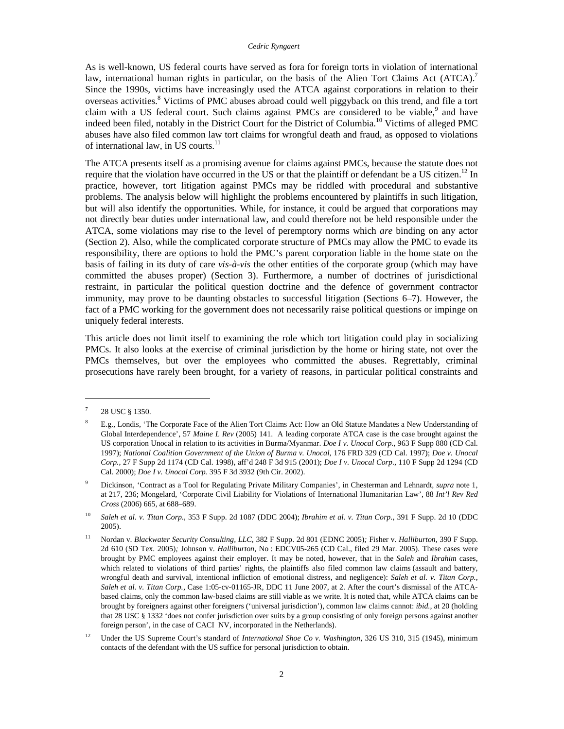As is well-known, US federal courts have served as fora for foreign torts in violation of international law, international human rights in particular, on the basis of the Alien Tort Claims Act (ATCA).[7] Since the 1990s, victims have increasingly used the ATCA against corporations in relation to their overseas activities.[8] Victims of PMC abuses abroad could well piggyback on this trend, and file a tort claim with a US federal court. Such claims against PMCs are considered to be viable,[9] and have indeed been filed, notably in the District Court for the District of Columbia.[10] Victims of alleged PMC abuses have also filed common law tort claims for wrongful death and fraud, as opposed to violations of international law, in US courts.[11]

The ATCA presents itself as a promising avenue for claims against PMCs, because the statute does not require that the violation have occurred in the US or that the plaintiff or defendant be a US citizen.[12] In practice, however, tort litigation against PMCs may be riddled with procedural and substantive problems. The analysis below will highlight the problems encountered by plaintiffs in such litigation, but will also identify the opportunities. While, for instance, it could be argued that corporations may not directly bear duties under international law, and could therefore not be held responsible under the ATCA, some violations may rise to the level of peremptory norms which *are* binding on any actor (Section 2). Also, while the complicated corporate structure of PMCs may allow the PMC to evade its responsibility, there are options to hold the PMC's parent corporation liable in the home state on the basis of failing in its duty of care *vis-à-vis* the other entities of the corporate group (which may have committed the abuses proper) (Section 3). Furthermore, a number of doctrines of jurisdictional restraint, in particular the political question doctrine and the defence of government contractor immunity, may prove to be daunting obstacles to successful litigation (Sections 6–7). However, the fact of a PMC working for the government does not necessarily raise political questions or impinge on uniquely federal interests.

This article does not limit itself to examining the role which tort litigation could play in socializing PMCs. It also looks at the exercise of criminal jurisdiction by the home or hiring state, not over the PMCs themselves, but over the employees who committed the abuses. Regrettably, criminal prosecutions have rarely been brought, for a variety of reasons, in particular political constraints and

---

[7] 28 USC § 1350.

[8] E.g., Londis, 'The Corporate Face of the Alien Tort Claims Act: How an Old Statute Mandates a New Understanding of Global Interdependence', 57 *Maine L Rev* (2005) 141. A leading corporate ATCA case is the case brought against the US corporation Unocal in relation to its activities in Burma/Myanmar. *Doe I v. Unocal Corp.*, 963 F Supp 880 (CD Cal. 1997); *National Coalition Government of the Union of Burma v. Unocal*, 176 FRD 329 (CD Cal. 1997); *Doe v. Unocal Corp.*, 27 F Supp 2d 1174 (CD Cal. 1998), aff'd 248 F 3d 915 (2001); *Doe I v. Unocal Corp.*, 110 F Supp 2d 1294 (CD Cal. 2000); *Doe I v. Unocal Corp.* 395 F 3d 3932 (9th Cir. 2002).

[9] Dickinson, 'Contract as a Tool for Regulating Private Military Companies', in Chesterman and Lehnardt, *supra* note 1, at 217, 236; Mongelard, 'Corporate Civil Liability for Violations of International Humanitarian Law', 88 *Int'l Rev Red Cross* (2006) 665, at 688–689.

[10] *Saleh et al. v. Titan Corp.*, 353 F Supp. 2d 1087 (DDC 2004); *Ibrahim et al. v. Titan Corp.*, 391 F Supp. 2d 10 (DDC 2005).

[11] Nordan v. *Blackwater Security Consulting, LLC*, 382 F Supp. 2d 801 (EDNC 2005)*;* Fisher v. *Halliburton*, 390 F Supp. 2d 610 (SD Tex. 2005)*;* Johnson v. *Halliburton*, No : EDCV05-265 (CD Cal., filed 29 Mar. 2005). These cases were brought by PMC employees against their employer. It may be noted, however, that in the *Saleh* and *Ibrahim* cases, which related to violations of third parties' rights, the plaintiffs also filed common law claims (assault and battery, wrongful death and survival, intentional infliction of emotional distress, and negligence): *Saleh et al. v. Titan Corp., Saleh et al. v. Titan Corp.*, Case 1:05-cv-01165-JR, DDC 11 June 2007, at 2. After the court's dismissal of the ATCA-based claims, only the common law-based claims are still viable as we write. It is noted that, while ATCA claims can be brought by foreigners against other foreigners ('universal jurisdiction'), common law claims cannot: *ibid.*, at 20 (holding that 28 USC § 1332 'does not confer jurisdiction over suits by a group consisting of only foreign persons against another foreign person', in the case of CACI NV, incorporated in the Netherlands).

[12] Under the US Supreme Court's standard of *International Shoe Co v. Washington*, 326 US 310, 315 (1945), minimum contacts of the defendant with the US suffice for personal jurisdiction to obtain.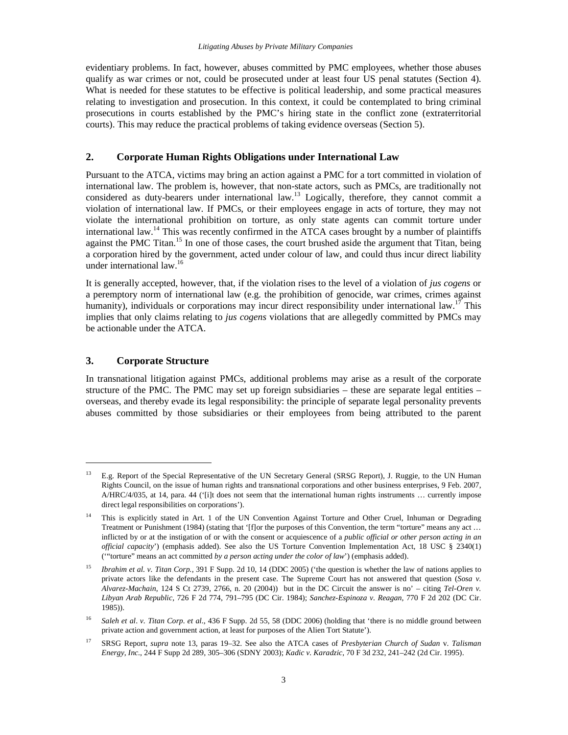evidentiary problems. In fact, however, abuses committed by PMC employees, whether those abuses qualify as war crimes or not, could be prosecuted under at least four US penal statutes (Section 4). What is needed for these statutes to be effective is political leadership, and some practical measures relating to investigation and prosecution. In this context, it could be contemplated to bring criminal prosecutions in courts established by the PMC's hiring state in the conflict zone (extraterritorial courts). This may reduce the practical problems of taking evidence overseas (Section 5).

## 2. Corporate Human Rights Obligations under International Law

Pursuant to the ATCA, victims may bring an action against a PMC for a tort committed in violation of international law. The problem is, however, that non-state actors, such as PMCs, are traditionally not considered as duty-bearers under international law.[13] Logically, therefore, they cannot commit a violation of international law. If PMCs, or their employees engage in acts of torture, they may not violate the international prohibition on torture, as only state agents can commit torture under international law.[14] This was recently confirmed in the ATCA cases brought by a number of plaintiffs against the PMC Titan.[15] In one of those cases, the court brushed aside the argument that Titan, being a corporation hired by the government, acted under colour of law, and could thus incur direct liability under international law.[16]

It is generally accepted, however, that, if the violation rises to the level of a violation of *jus cogens* or a peremptory norm of international law (e.g. the prohibition of genocide, war crimes, crimes against humanity), individuals or corporations may incur direct responsibility under international law.[17] This implies that only claims relating to *jus cogens* violations that are allegedly committed by PMCs may be actionable under the ATCA.

## 3. Corporate Structure

In transnational litigation against PMCs, additional problems may arise as a result of the corporate structure of the PMC. The PMC may set up foreign subsidiaries – these are separate legal entities – overseas, and thereby evade its legal responsibility: the principle of separate legal personality prevents abuses committed by those subsidiaries or their employees from being attributed to the parent

---

[13] E.g. Report of the Special Representative of the UN Secretary General (SRSG Report), J. Ruggie, to the UN Human Rights Council, on the issue of human rights and transnational corporations and other business enterprises, 9 Feb. 2007, A/HRC/4/035, at 14, para. 44 ('[i]t does not seem that the international human rights instruments … currently impose direct legal responsibilities on corporations').

[14] This is explicitly stated in Art. 1 of the UN Convention Against Torture and Other Cruel, Inhuman or Degrading Treatment or Punishment (1984) (stating that '[f]or the purposes of this Convention, the term "torture" means any act … inflicted by or at the instigation of or with the consent or acquiescence of a *public official or other person acting in an official capacity*') (emphasis added). See also the US Torture Convention Implementation Act, 18 USC § 2340(1) ('"torture" means an act committed *by a person acting under the color of law*') (emphasis added).

[15] *Ibrahim et al. v. Titan Corp.*, 391 F Supp. 2d 10, 14 (DDC 2005) ('the question is whether the law of nations applies to private actors like the defendants in the present case. The Supreme Court has not answered that question (*Sosa v. Alvarez-Machain*, 124 S Ct 2739, 2766, n. 20 (2004)) but in the DC Circuit the answer is no' – citing *Tel-Oren v. Libyan Arab Republic*, 726 F 2d 774, 791–795 (DC Cir. 1984); *Sanchez-Espinoza v. Reagan*, 770 F 2d 202 (DC Cir. 1985)).

[16] *Saleh et al. v. Titan Corp. et al.*, 436 F Supp. 2d 55, 58 (DDC 2006) (holding that 'there is no middle ground between private action and government action, at least for purposes of the Alien Tort Statute').

[17] SRSG Report, *supra* note 13, paras 19–32. See also the ATCA cases of *Presbyterian Church of Sudan* v. *Talisman Energy, Inc.*, 244 F Supp 2d 289, 305–306 (SDNY 2003); *Kadic v. Karadzic*, 70 F 3d 232, 241–242 (2d Cir. 1995).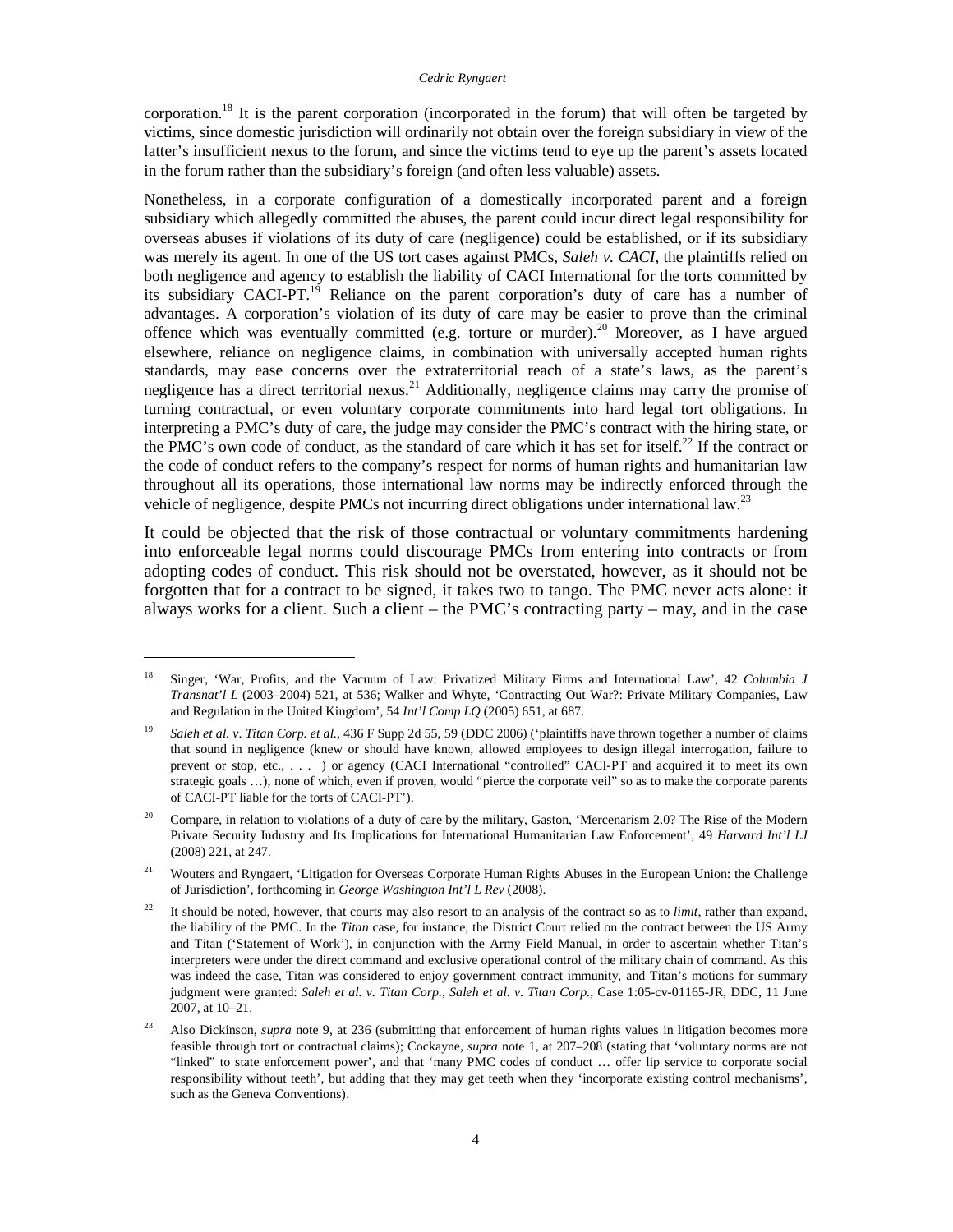corporation.[18] It is the parent corporation (incorporated in the forum) that will often be targeted by victims, since domestic jurisdiction will ordinarily not obtain over the foreign subsidiary in view of the latter's insufficient nexus to the forum, and since the victims tend to eye up the parent's assets located in the forum rather than the subsidiary's foreign (and often less valuable) assets.

Nonetheless, in a corporate configuration of a domestically incorporated parent and a foreign subsidiary which allegedly committed the abuses, the parent could incur direct legal responsibility for overseas abuses if violations of its duty of care (negligence) could be established, or if its subsidiary was merely its agent. In one of the US tort cases against PMCs, *Saleh v. CACI*, the plaintiffs relied on both negligence and agency to establish the liability of CACI International for the torts committed by its subsidiary CACI-PT.[19] Reliance on the parent corporation's duty of care has a number of advantages. A corporation's violation of its duty of care may be easier to prove than the criminal offence which was eventually committed (e.g. torture or murder).[20] Moreover, as I have argued elsewhere, reliance on negligence claims, in combination with universally accepted human rights standards, may ease concerns over the extraterritorial reach of a state's laws, as the parent's negligence has a direct territorial nexus.[21] Additionally, negligence claims may carry the promise of turning contractual, or even voluntary corporate commitments into hard legal tort obligations. In interpreting a PMC's duty of care, the judge may consider the PMC's contract with the hiring state, or the PMC's own code of conduct, as the standard of care which it has set for itself.[22] If the contract or the code of conduct refers to the company's respect for norms of human rights and humanitarian law throughout all its operations, those international law norms may be indirectly enforced through the vehicle of negligence, despite PMCs not incurring direct obligations under international law.[23]

It could be objected that the risk of those contractual or voluntary commitments hardening into enforceable legal norms could discourage PMCs from entering into contracts or from adopting codes of conduct. This risk should not be overstated, however, as it should not be forgotten that for a contract to be signed, it takes two to tango. The PMC never acts alone: it always works for a client. Such a client – the PMC's contracting party – may, and in the case

---

[18] Singer, 'War, Profits, and the Vacuum of Law: Privatized Military Firms and International Law', 42 *Columbia J Transnat'l L* (2003–2004) 521, at 536; Walker and Whyte, 'Contracting Out War?: Private Military Companies, Law and Regulation in the United Kingdom', 54 *Int'l Comp LQ* (2005) 651, at 687.

[19] *Saleh et al. v. Titan Corp. et al.*, 436 F Supp 2d 55, 59 (DDC 2006) ('plaintiffs have thrown together a number of claims that sound in negligence (knew or should have known, allowed employees to design illegal interrogation, failure to prevent or stop, etc., . . . ) or agency (CACI International "controlled" CACI-PT and acquired it to meet its own strategic goals …), none of which, even if proven, would "pierce the corporate veil" so as to make the corporate parents of CACI-PT liable for the torts of CACI-PT').

[20] Compare, in relation to violations of a duty of care by the military, Gaston, 'Mercenarism 2.0? The Rise of the Modern Private Security Industry and Its Implications for International Humanitarian Law Enforcement', 49 *Harvard Int'l LJ* (2008) 221, at 247.

[21] Wouters and Ryngaert, 'Litigation for Overseas Corporate Human Rights Abuses in the European Union: the Challenge of Jurisdiction', forthcoming in *George Washington Int'l L Rev* (2008).

[22] It should be noted, however, that courts may also resort to an analysis of the contract so as to *limit*, rather than expand, the liability of the PMC. In the *Titan* case, for instance, the District Court relied on the contract between the US Army and Titan ('Statement of Work'), in conjunction with the Army Field Manual, in order to ascertain whether Titan's interpreters were under the direct command and exclusive operational control of the military chain of command. As this was indeed the case, Titan was considered to enjoy government contract immunity, and Titan's motions for summary judgment were granted: *Saleh et al. v. Titan Corp.*, *Saleh et al. v. Titan Corp.*, Case 1:05-cv-01165-JR, DDC, 11 June 2007, at 10–21.

[23] Also Dickinson, *supra* note 9, at 236 (submitting that enforcement of human rights values in litigation becomes more feasible through tort or contractual claims); Cockayne, *supra* note 1, at 207–208 (stating that 'voluntary norms are not "linked" to state enforcement power', and that 'many PMC codes of conduct … offer lip service to corporate social responsibility without teeth', but adding that they may get teeth when they 'incorporate existing control mechanisms', such as the Geneva Conventions).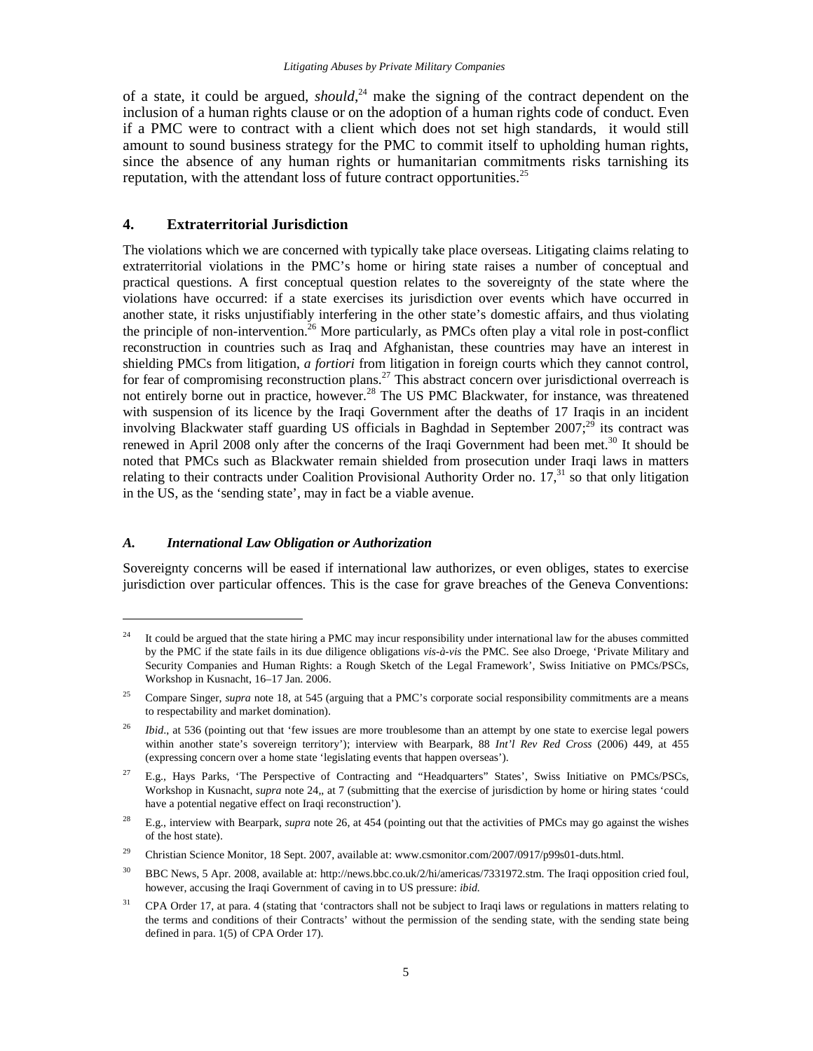of a state, it could be argued, *should*,[24] make the signing of the contract dependent on the inclusion of a human rights clause or on the adoption of a human rights code of conduct. Even if a PMC were to contract with a client which does not set high standards, it would still amount to sound business strategy for the PMC to commit itself to upholding human rights, since the absence of any human rights or humanitarian commitments risks tarnishing its reputation, with the attendant loss of future contract opportunities.[25]

## 4. Extraterritorial Jurisdiction

The violations which we are concerned with typically take place overseas. Litigating claims relating to extraterritorial violations in the PMC's home or hiring state raises a number of conceptual and practical questions. A first conceptual question relates to the sovereignty of the state where the violations have occurred: if a state exercises its jurisdiction over events which have occurred in another state, it risks unjustifiably interfering in the other state's domestic affairs, and thus violating the principle of non-intervention.[26] More particularly, as PMCs often play a vital role in post-conflict reconstruction in countries such as Iraq and Afghanistan, these countries may have an interest in shielding PMCs from litigation, *a fortiori* from litigation in foreign courts which they cannot control, for fear of compromising reconstruction plans.[27] This abstract concern over jurisdictional overreach is not entirely borne out in practice, however.[28] The US PMC Blackwater, for instance, was threatened with suspension of its licence by the Iraqi Government after the deaths of 17 Iraqis in an incident involving Blackwater staff guarding US officials in Baghdad in September 2007;[29] its contract was renewed in April 2008 only after the concerns of the Iraqi Government had been met.[30] It should be noted that PMCs such as Blackwater remain shielded from prosecution under Iraqi laws in matters relating to their contracts under Coalition Provisional Authority Order no. 17,[31] so that only litigation in the US, as the 'sending state', may in fact be a viable avenue.

### *A. International Law Obligation or Authorization*

Sovereignty concerns will be eased if international law authorizes, or even obliges, states to exercise jurisdiction over particular offences. This is the case for grave breaches of the Geneva Conventions:

---

[24] It could be argued that the state hiring a PMC may incur responsibility under international law for the abuses committed by the PMC if the state fails in its due diligence obligations *vis-à-vis* the PMC. See also Droege, 'Private Military and Security Companies and Human Rights: a Rough Sketch of the Legal Framework', Swiss Initiative on PMCs/PSCs, Workshop in Kusnacht, 16–17 Jan. 2006.

[25] Compare Singer, *supra* note 18, at 545 (arguing that a PMC's corporate social responsibility commitments are a means to respectability and market domination).

[26] *Ibid*., at 536 (pointing out that 'few issues are more troublesome than an attempt by one state to exercise legal powers within another state's sovereign territory'); interview with Bearpark, 88 *Int'l Rev Red Cross* (2006) 449, at 455 (expressing concern over a home state 'legislating events that happen overseas').

[27] E.g., Hays Parks, 'The Perspective of Contracting and "Headquarters" States', Swiss Initiative on PMCs/PSCs, Workshop in Kusnacht, *supra* note 24,, at 7 (submitting that the exercise of jurisdiction by home or hiring states 'could have a potential negative effect on Iraqi reconstruction').

[28] E.g., interview with Bearpark, *supra* note 26, at 454 (pointing out that the activities of PMCs may go against the wishes of the host state).

[29] Christian Science Monitor, 18 Sept. 2007, available at: www.csmonitor.com/2007/0917/p99s01-duts.html.

[30] BBC News, 5 Apr. 2008, available at: http://news.bbc.co.uk/2/hi/americas/7331972.stm. The Iraqi opposition cried foul, however, accusing the Iraqi Government of caving in to US pressure: *ibid.*

[31] CPA Order 17, at para. 4 (stating that 'contractors shall not be subject to Iraqi laws or regulations in matters relating to the terms and conditions of their Contracts' without the permission of the sending state, with the sending state being defined in para. 1(5) of CPA Order 17).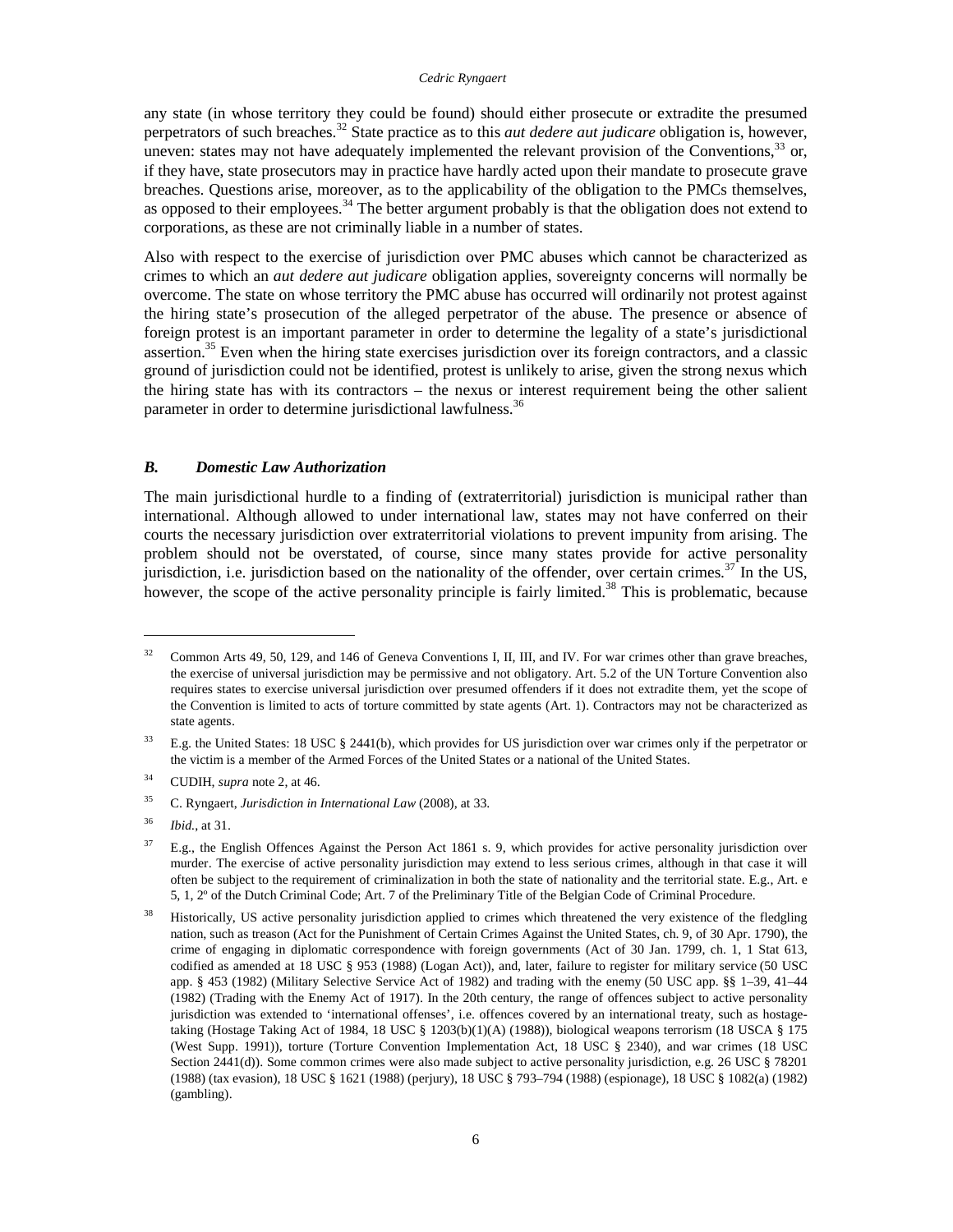any state (in whose territory they could be found) should either prosecute or extradite the presumed perpetrators of such breaches.[32] State practice as to this *aut dedere aut judicare* obligation is, however, uneven: states may not have adequately implemented the relevant provision of the Conventions,[33] or, if they have, state prosecutors may in practice have hardly acted upon their mandate to prosecute grave breaches. Questions arise, moreover, as to the applicability of the obligation to the PMCs themselves, as opposed to their employees.[34] The better argument probably is that the obligation does not extend to corporations, as these are not criminally liable in a number of states.

Also with respect to the exercise of jurisdiction over PMC abuses which cannot be characterized as crimes to which an *aut dedere aut judicare* obligation applies, sovereignty concerns will normally be overcome. The state on whose territory the PMC abuse has occurred will ordinarily not protest against the hiring state's prosecution of the alleged perpetrator of the abuse. The presence or absence of foreign protest is an important parameter in order to determine the legality of a state's jurisdictional assertion.[35] Even when the hiring state exercises jurisdiction over its foreign contractors, and a classic ground of jurisdiction could not be identified, protest is unlikely to arise, given the strong nexus which the hiring state has with its contractors – the nexus or interest requirement being the other salient parameter in order to determine jurisdictional lawfulness.[36]

### *B. Domestic Law Authorization*

The main jurisdictional hurdle to a finding of (extraterritorial) jurisdiction is municipal rather than international. Although allowed to under international law, states may not have conferred on their courts the necessary jurisdiction over extraterritorial violations to prevent impunity from arising. The problem should not be overstated, of course, since many states provide for active personality jurisdiction, i.e. jurisdiction based on the nationality of the offender, over certain crimes.[37] In the US, however, the scope of the active personality principle is fairly limited.[38] This is problematic, because

---

[32] Common Arts 49, 50, 129, and 146 of Geneva Conventions I, II, III, and IV. For war crimes other than grave breaches, the exercise of universal jurisdiction may be permissive and not obligatory. Art. 5.2 of the UN Torture Convention also requires states to exercise universal jurisdiction over presumed offenders if it does not extradite them, yet the scope of the Convention is limited to acts of torture committed by state agents (Art. 1). Contractors may not be characterized as state agents.

[33] E.g. the United States: 18 USC § 2441(b), which provides for US jurisdiction over war crimes only if the perpetrator or the victim is a member of the Armed Forces of the United States or a national of the United States.

[34] CUDIH, *supra* note 2, at 46.

[35] C. Ryngaert, *Jurisdiction in International Law* (2008), at 33.

[36] *Ibid.*, at 31.

[37] E.g., the English Offences Against the Person Act 1861 s. 9, which provides for active personality jurisdiction over murder. The exercise of active personality jurisdiction may extend to less serious crimes, although in that case it will often be subject to the requirement of criminalization in both the state of nationality and the territorial state. E.g., Art. e 5, 1, 2º of the Dutch Criminal Code; Art. 7 of the Preliminary Title of the Belgian Code of Criminal Procedure.

[38] Historically, US active personality jurisdiction applied to crimes which threatened the very existence of the fledgling nation, such as treason (Act for the Punishment of Certain Crimes Against the United States, ch. 9, of 30 Apr. 1790), the crime of engaging in diplomatic correspondence with foreign governments (Act of 30 Jan. 1799, ch. 1, 1 Stat 613, codified as amended at 18 USC § 953 (1988) (Logan Act)), and, later, failure to register for military service (50 USC app. § 453 (1982) (Military Selective Service Act of 1982) and trading with the enemy (50 USC app. §§ 1–39, 41–44 (1982) (Trading with the Enemy Act of 1917). In the 20th century, the range of offences subject to active personality jurisdiction was extended to 'international offenses', i.e. offences covered by an international treaty, such as hostage-taking (Hostage Taking Act of 1984, 18 USC § 1203(b)(1)(A) (1988)), biological weapons terrorism (18 USCA § 175 (West Supp. 1991)), torture (Torture Convention Implementation Act, 18 USC § 2340), and war crimes (18 USC Section 2441(d)). Some common crimes were also made subject to active personality jurisdiction, e.g. 26 USC § 78201 (1988) (tax evasion), 18 USC § 1621 (1988) (perjury), 18 USC § 793–794 (1988) (espionage), 18 USC § 1082(a) (1982) (gambling).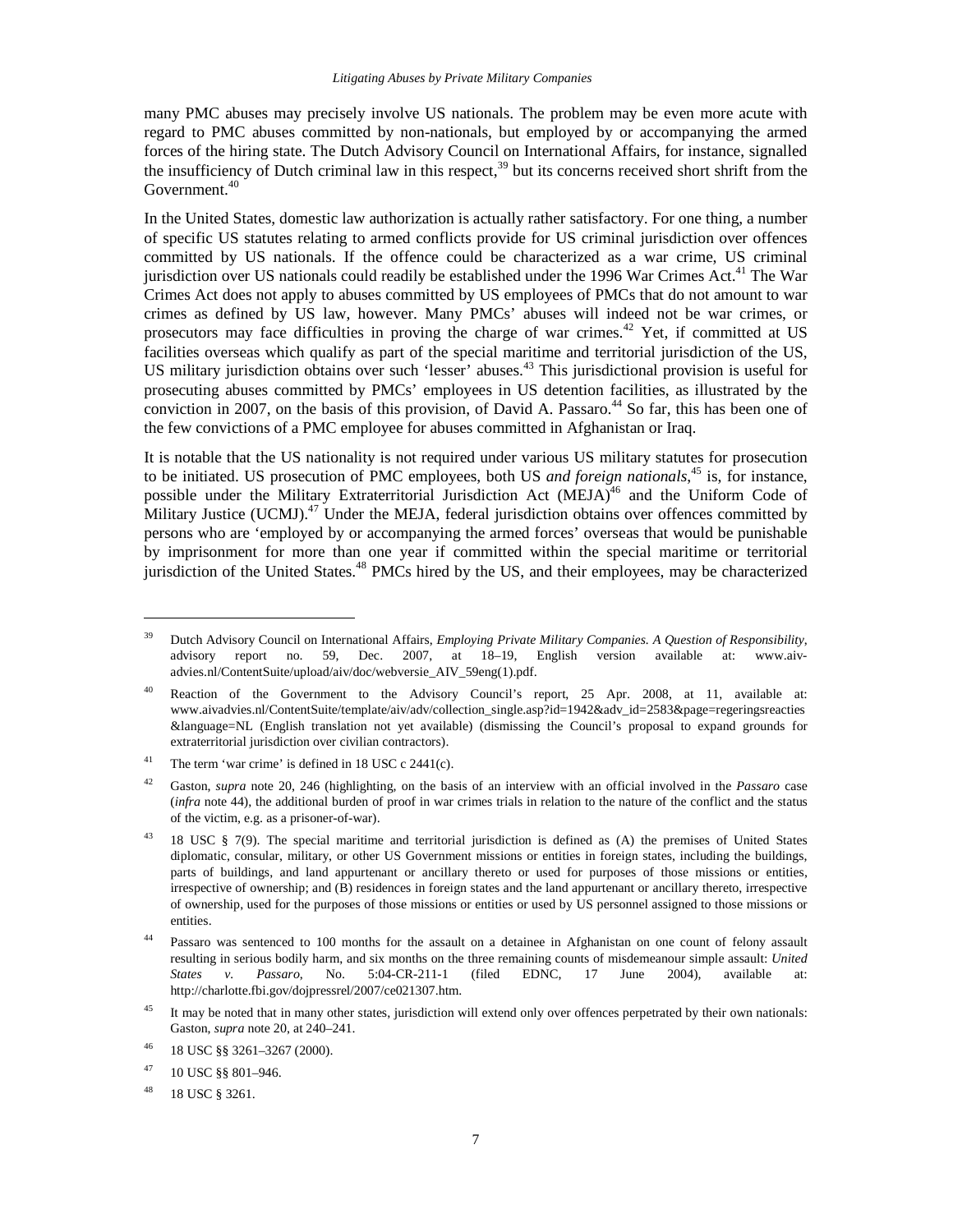many PMC abuses may precisely involve US nationals. The problem may be even more acute with regard to PMC abuses committed by non-nationals, but employed by or accompanying the armed forces of the hiring state. The Dutch Advisory Council on International Affairs, for instance, signalled the insufficiency of Dutch criminal law in this respect,[39] but its concerns received short shrift from the Government.[40]

In the United States, domestic law authorization is actually rather satisfactory. For one thing, a number of specific US statutes relating to armed conflicts provide for US criminal jurisdiction over offences committed by US nationals. If the offence could be characterized as a war crime, US criminal jurisdiction over US nationals could readily be established under the 1996 War Crimes Act.[41] The War Crimes Act does not apply to abuses committed by US employees of PMCs that do not amount to war crimes as defined by US law, however. Many PMCs' abuses will indeed not be war crimes, or prosecutors may face difficulties in proving the charge of war crimes.[42] Yet, if committed at US facilities overseas which qualify as part of the special maritime and territorial jurisdiction of the US, US military jurisdiction obtains over such 'lesser' abuses.[43] This jurisdictional provision is useful for prosecuting abuses committed by PMCs' employees in US detention facilities, as illustrated by the conviction in 2007, on the basis of this provision, of David A. Passaro.[44] So far, this has been one of the few convictions of a PMC employee for abuses committed in Afghanistan or Iraq.

It is notable that the US nationality is not required under various US military statutes for prosecution to be initiated. US prosecution of PMC employees, both US *and foreign nationals*,[45] is, for instance, possible under the Military Extraterritorial Jurisdiction Act (MEJA)[46] and the Uniform Code of Military Justice (UCMJ).[47] Under the MEJA, federal jurisdiction obtains over offences committed by persons who are 'employed by or accompanying the armed forces' overseas that would be punishable by imprisonment for more than one year if committed within the special maritime or territorial jurisdiction of the United States.[48] PMCs hired by the US, and their employees, may be characterized

---

[39] Dutch Advisory Council on International Affairs, *Employing Private Military Companies. A Question of Responsibility*, advisory report no. 59, Dec. 2007, at 18–19, English version available at: www.aiv-advies.nl/ContentSuite/upload/aiv/doc/webversie_AIV_59eng(1).pdf.

[40] Reaction of the Government to the Advisory Council's report, 25 Apr. 2008, at 11, available at: www.aivadvies.nl/ContentSuite/template/aiv/adv/collection_single.asp?id=1942&adv_id=2583&page=regeringsreacties&language=NL (English translation not yet available) (dismissing the Council's proposal to expand grounds for extraterritorial jurisdiction over civilian contractors).

[41] The term 'war crime' is defined in 18 USC c 2441(c).

[42] Gaston, *supra* note 20, 246 (highlighting, on the basis of an interview with an official involved in the *Passaro* case (*infra* note 44), the additional burden of proof in war crimes trials in relation to the nature of the conflict and the status of the victim, e.g. as a prisoner-of-war).

[43] 18 USC § 7(9). The special maritime and territorial jurisdiction is defined as (A) the premises of United States diplomatic, consular, military, or other US Government missions or entities in foreign states, including the buildings, parts of buildings, and land appurtenant or ancillary thereto or used for purposes of those missions or entities, irrespective of ownership; and (B) residences in foreign states and the land appurtenant or ancillary thereto, irrespective of ownership, used for the purposes of those missions or entities or used by US personnel assigned to those missions or entities.

[44] Passaro was sentenced to 100 months for the assault on a detainee in Afghanistan on one count of felony assault resulting in serious bodily harm, and six months on the three remaining counts of misdemeanour simple assault: *United States v. Passaro*, No. 5:04-CR-211-1 (filed EDNC, 17 June 2004), available at: http://charlotte.fbi.gov/dojpressrel/2007/ce021307.htm.

[45] It may be noted that in many other states, jurisdiction will extend only over offences perpetrated by their own nationals: Gaston, *supra* note 20, at 240–241.

[46] 18 USC §§ 3261–3267 (2000).

[47] 10 USC §§ 801–946.

[48] 18 USC § 3261.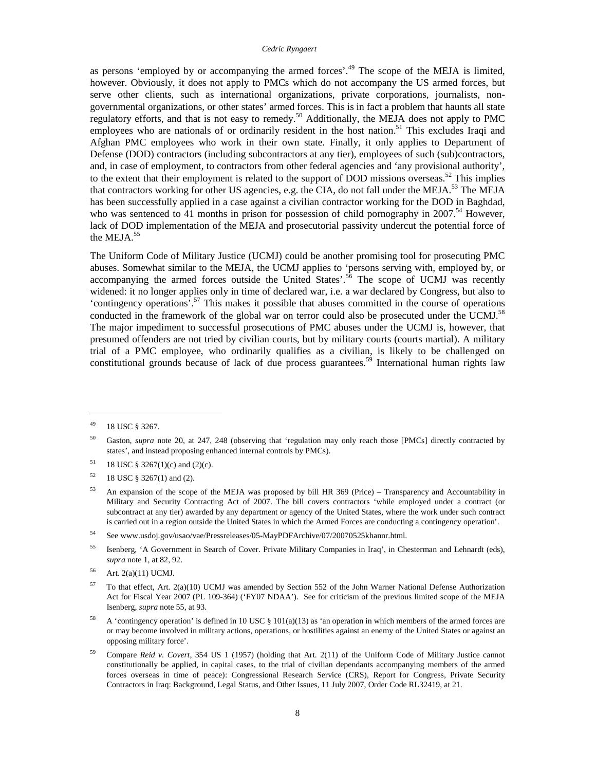as persons 'employed by or accompanying the armed forces'.[49] The scope of the MEJA is limited, however. Obviously, it does not apply to PMCs which do not accompany the US armed forces, but serve other clients, such as international organizations, private corporations, journalists, non-governmental organizations, or other states' armed forces. This is in fact a problem that haunts all state regulatory efforts, and that is not easy to remedy.[50] Additionally, the MEJA does not apply to PMC employees who are nationals of or ordinarily resident in the host nation.[51] This excludes Iraqi and Afghan PMC employees who work in their own state. Finally, it only applies to Department of Defense (DOD) contractors (including subcontractors at any tier), employees of such (sub)contractors, and, in case of employment, to contractors from other federal agencies and 'any provisional authority', to the extent that their employment is related to the support of DOD missions overseas.[52] This implies that contractors working for other US agencies, e.g. the CIA, do not fall under the MEJA.[53] The MEJA has been successfully applied in a case against a civilian contractor working for the DOD in Baghdad, who was sentenced to 41 months in prison for possession of child pornography in 2007.[54] However, lack of DOD implementation of the MEJA and prosecutorial passivity undercut the potential force of the MEJA.[55]

The Uniform Code of Military Justice (UCMJ) could be another promising tool for prosecuting PMC abuses. Somewhat similar to the MEJA, the UCMJ applies to 'persons serving with, employed by, or accompanying the armed forces outside the United States'.[56] The scope of UCMJ was recently widened: it no longer applies only in time of declared war, i.e. a war declared by Congress, but also to 'contingency operations'.[57] This makes it possible that abuses committed in the course of operations conducted in the framework of the global war on terror could also be prosecuted under the UCMJ.[58] The major impediment to successful prosecutions of PMC abuses under the UCMJ is, however, that presumed offenders are not tried by civilian courts, but by military courts (courts martial). A military trial of a PMC employee, who ordinarily qualifies as a civilian, is likely to be challenged on constitutional grounds because of lack of due process guarantees.[59] International human rights law

---

[49] 18 USC § 3267.

[50] Gaston, *supra* note 20, at 247, 248 (observing that 'regulation may only reach those [PMCs] directly contracted by states', and instead proposing enhanced internal controls by PMCs).

[51] 18 USC § 3267(1)(c) and (2)(c).

[52] 18 USC § 3267(1) and (2).

[53] An expansion of the scope of the MEJA was proposed by bill HR 369 (Price) – Transparency and Accountability in Military and Security Contracting Act of 2007. The bill covers contractors 'while employed under a contract (or subcontract at any tier) awarded by any department or agency of the United States, where the work under such contract is carried out in a region outside the United States in which the Armed Forces are conducting a contingency operation'.

[54] See www.usdoj.gov/usao/vae/Pressreleases/05-MayPDFArchive/07/20070525khannr.html.

[55] Isenberg, 'A Government in Search of Cover. Private Military Companies in Iraq', in Chesterman and Lehnardt (eds), *supra* note 1, at 82, 92.

[56] Art. 2(a)(11) UCMJ.

[57] To that effect, Art. 2(a)(10) UCMJ was amended by Section 552 of the John Warner National Defense Authorization Act for Fiscal Year 2007 (PL 109-364) ('FY07 NDAA'). See for criticism of the previous limited scope of the MEJA Isenberg, *supra* note 55, at 93.

[58] A 'contingency operation' is defined in 10 USC § 101(a)(13) as 'an operation in which members of the armed forces are or may become involved in military actions, operations, or hostilities against an enemy of the United States or against an opposing military force'.

[59] Compare *Reid v. Covert*, 354 US 1 (1957) (holding that Art. 2(11) of the Uniform Code of Military Justice cannot constitutionally be applied, in capital cases, to the trial of civilian dependants accompanying members of the armed forces overseas in time of peace): Congressional Research Service (CRS), Report for Congress, Private Security Contractors in Iraq: Background, Legal Status, and Other Issues, 11 July 2007, Order Code RL32419, at 21.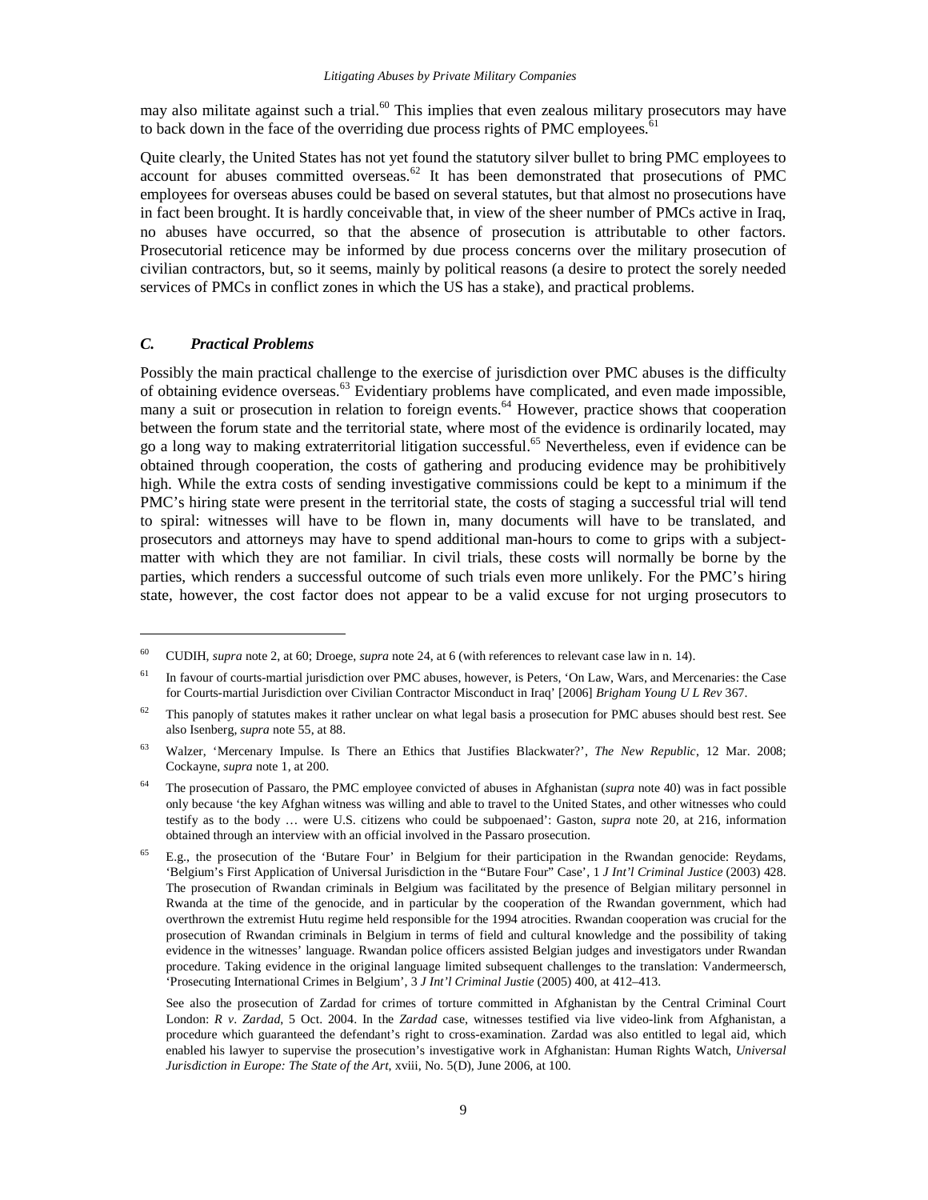may also militate against such a trial.[60] This implies that even zealous military prosecutors may have to back down in the face of the overriding due process rights of PMC employees.[61]

Quite clearly, the United States has not yet found the statutory silver bullet to bring PMC employees to account for abuses committed overseas.[62] It has been demonstrated that prosecutions of PMC employees for overseas abuses could be based on several statutes, but that almost no prosecutions have in fact been brought. It is hardly conceivable that, in view of the sheer number of PMCs active in Iraq, no abuses have occurred, so that the absence of prosecution is attributable to other factors. Prosecutorial reticence may be informed by due process concerns over the military prosecution of civilian contractors, but, so it seems, mainly by political reasons (a desire to protect the sorely needed services of PMCs in conflict zones in which the US has a stake), and practical problems.

### *C. Practical Problems*

Possibly the main practical challenge to the exercise of jurisdiction over PMC abuses is the difficulty of obtaining evidence overseas.[63] Evidentiary problems have complicated, and even made impossible, many a suit or prosecution in relation to foreign events.[64] However, practice shows that cooperation between the forum state and the territorial state, where most of the evidence is ordinarily located, may go a long way to making extraterritorial litigation successful.[65] Nevertheless, even if evidence can be obtained through cooperation, the costs of gathering and producing evidence may be prohibitively high. While the extra costs of sending investigative commissions could be kept to a minimum if the PMC's hiring state were present in the territorial state, the costs of staging a successful trial will tend to spiral: witnesses will have to be flown in, many documents will have to be translated, and prosecutors and attorneys may have to spend additional man-hours to come to grips with a subject-matter with which they are not familiar. In civil trials, these costs will normally be borne by the parties, which renders a successful outcome of such trials even more unlikely. For the PMC's hiring state, however, the cost factor does not appear to be a valid excuse for not urging prosecutors to

---

[60] CUDIH, *supra* note 2, at 60; Droege, *supra* note 24, at 6 (with references to relevant case law in n. 14).

[61] In favour of courts-martial jurisdiction over PMC abuses, however, is Peters, 'On Law, Wars, and Mercenaries: the Case for Courts-martial Jurisdiction over Civilian Contractor Misconduct in Iraq' [2006] *Brigham Young U L Rev* 367.

[62] This panoply of statutes makes it rather unclear on what legal basis a prosecution for PMC abuses should best rest. See also Isenberg, *supra* note 55, at 88.

[63] Walzer, 'Mercenary Impulse. Is There an Ethics that Justifies Blackwater?', *The New Republic*, 12 Mar. 2008; Cockayne, *supra* note 1, at 200.

[64] The prosecution of Passaro, the PMC employee convicted of abuses in Afghanistan (*supra* note 40) was in fact possible only because 'the key Afghan witness was willing and able to travel to the United States, and other witnesses who could testify as to the body … were U.S. citizens who could be subpoenaed': Gaston, *supra* note 20, at 216, information obtained through an interview with an official involved in the Passaro prosecution.

[65] E.g., the prosecution of the 'Butare Four' in Belgium for their participation in the Rwandan genocide: Reydams, 'Belgium's First Application of Universal Jurisdiction in the "Butare Four" Case', 1 *J Int'l Criminal Justice* (2003) 428. The prosecution of Rwandan criminals in Belgium was facilitated by the presence of Belgian military personnel in Rwanda at the time of the genocide, and in particular by the cooperation of the Rwandan government, which had overthrown the extremist Hutu regime held responsible for the 1994 atrocities. Rwandan cooperation was crucial for the prosecution of Rwandan criminals in Belgium in terms of field and cultural knowledge and the possibility of taking evidence in the witnesses' language. Rwandan police officers assisted Belgian judges and investigators under Rwandan procedure. Taking evidence in the original language limited subsequent challenges to the translation: Vandermeersch, 'Prosecuting International Crimes in Belgium', 3 *J Int'l Criminal Justie* (2005) 400, at 412–413.

See also the prosecution of Zardad for crimes of torture committed in Afghanistan by the Central Criminal Court London: *R v. Zardad*, 5 Oct. 2004. In the *Zardad* case, witnesses testified via live video-link from Afghanistan, a procedure which guaranteed the defendant's right to cross-examination. Zardad was also entitled to legal aid, which enabled his lawyer to supervise the prosecution's investigative work in Afghanistan: Human Rights Watch, *Universal Jurisdiction in Europe: The State of the Art*, xviii, No. 5(D), June 2006, at 100.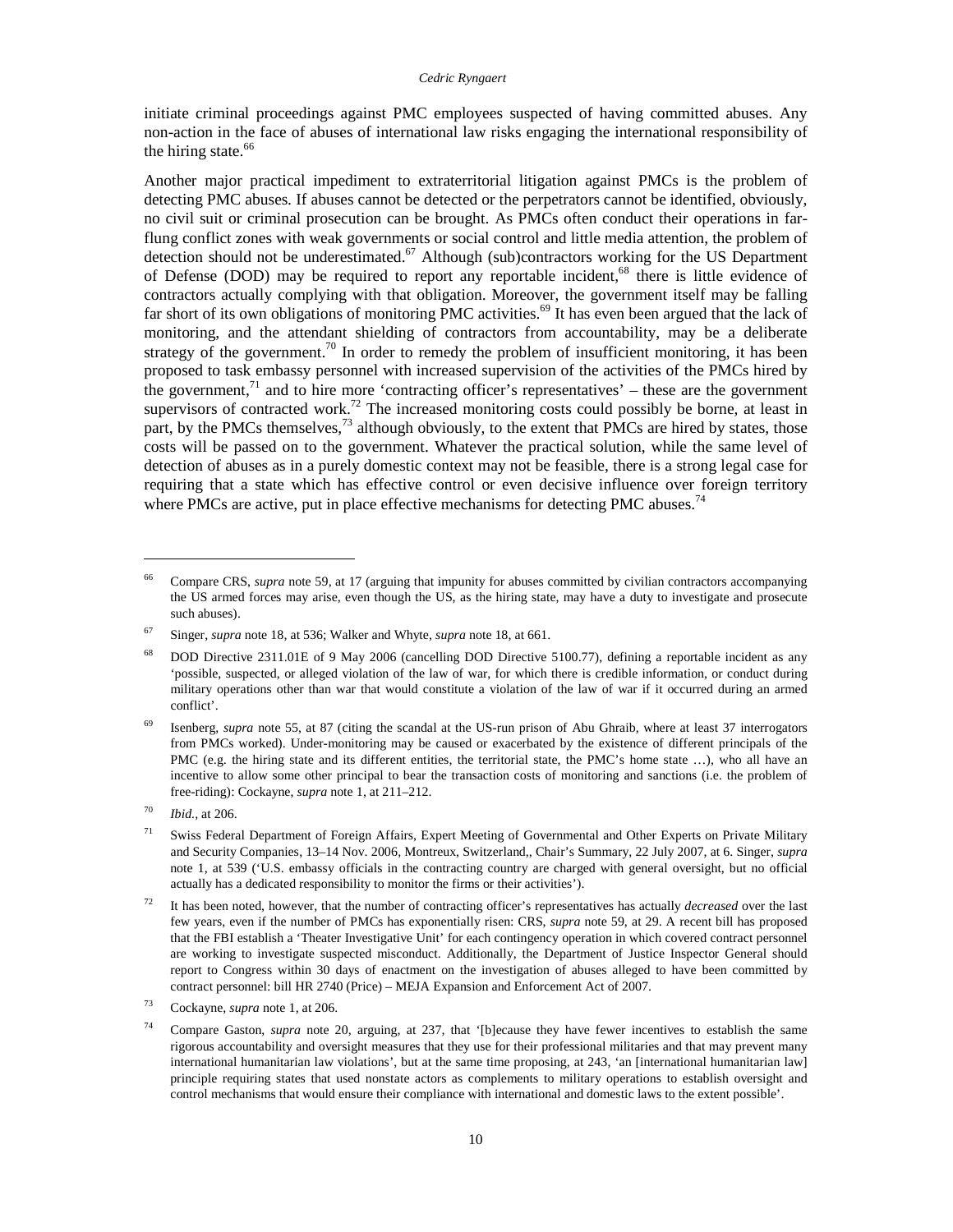initiate criminal proceedings against PMC employees suspected of having committed abuses. Any non-action in the face of abuses of international law risks engaging the international responsibility of the hiring state.[66]

Another major practical impediment to extraterritorial litigation against PMCs is the problem of detecting PMC abuses. If abuses cannot be detected or the perpetrators cannot be identified, obviously, no civil suit or criminal prosecution can be brought. As PMCs often conduct their operations in far-flung conflict zones with weak governments or social control and little media attention, the problem of detection should not be underestimated.[67] Although (sub)contractors working for the US Department of Defense (DOD) may be required to report any reportable incident,[68] there is little evidence of contractors actually complying with that obligation. Moreover, the government itself may be falling far short of its own obligations of monitoring PMC activities.[69] It has even been argued that the lack of monitoring, and the attendant shielding of contractors from accountability, may be a deliberate strategy of the government.[70] In order to remedy the problem of insufficient monitoring, it has been proposed to task embassy personnel with increased supervision of the activities of the PMCs hired by the government,[71] and to hire more 'contracting officer's representatives' – these are the government supervisors of contracted work.[72] The increased monitoring costs could possibly be borne, at least in part, by the PMCs themselves,[73] although obviously, to the extent that PMCs are hired by states, those costs will be passed on to the government. Whatever the practical solution, while the same level of detection of abuses as in a purely domestic context may not be feasible, there is a strong legal case for requiring that a state which has effective control or even decisive influence over foreign territory where PMCs are active, put in place effective mechanisms for detecting PMC abuses.[74]

---

[66] Compare CRS, *supra* note 59, at 17 (arguing that impunity for abuses committed by civilian contractors accompanying the US armed forces may arise, even though the US, as the hiring state, may have a duty to investigate and prosecute such abuses).

[67] Singer, *supra* note 18, at 536; Walker and Whyte, *supra* note 18, at 661.

[68] DOD Directive 2311.01E of 9 May 2006 (cancelling DOD Directive 5100.77), defining a reportable incident as any 'possible, suspected, or alleged violation of the law of war, for which there is credible information, or conduct during military operations other than war that would constitute a violation of the law of war if it occurred during an armed conflict'.

[69] Isenberg, *supra* note 55, at 87 (citing the scandal at the US-run prison of Abu Ghraib, where at least 37 interrogators from PMCs worked). Under-monitoring may be caused or exacerbated by the existence of different principals of the PMC (e.g. the hiring state and its different entities, the territorial state, the PMC's home state …), who all have an incentive to allow some other principal to bear the transaction costs of monitoring and sanctions (i.e. the problem of free-riding): Cockayne, *supra* note 1, at 211–212.

[70] *Ibid.*, at 206.

[71] Swiss Federal Department of Foreign Affairs, Expert Meeting of Governmental and Other Experts on Private Military and Security Companies, 13–14 Nov. 2006, Montreux, Switzerland,, Chair's Summary, 22 July 2007, at 6. Singer, *supra* note 1, at 539 ('U.S. embassy officials in the contracting country are charged with general oversight, but no official actually has a dedicated responsibility to monitor the firms or their activities').

[72] It has been noted, however, that the number of contracting officer's representatives has actually *decreased* over the last few years, even if the number of PMCs has exponentially risen: CRS, *supra* note 59, at 29. A recent bill has proposed that the FBI establish a 'Theater Investigative Unit' for each contingency operation in which covered contract personnel are working to investigate suspected misconduct. Additionally, the Department of Justice Inspector General should report to Congress within 30 days of enactment on the investigation of abuses alleged to have been committed by contract personnel: bill HR 2740 (Price) – MEJA Expansion and Enforcement Act of 2007.

[73] Cockayne, *supra* note 1, at 206.

[74] Compare Gaston, *supra* note 20, arguing, at 237, that '[b]ecause they have fewer incentives to establish the same rigorous accountability and oversight measures that they use for their professional militaries and that may prevent many international humanitarian law violations', but at the same time proposing, at 243, 'an [international humanitarian law] principle requiring states that used nonstate actors as complements to military operations to establish oversight and control mechanisms that would ensure their compliance with international and domestic laws to the extent possible'.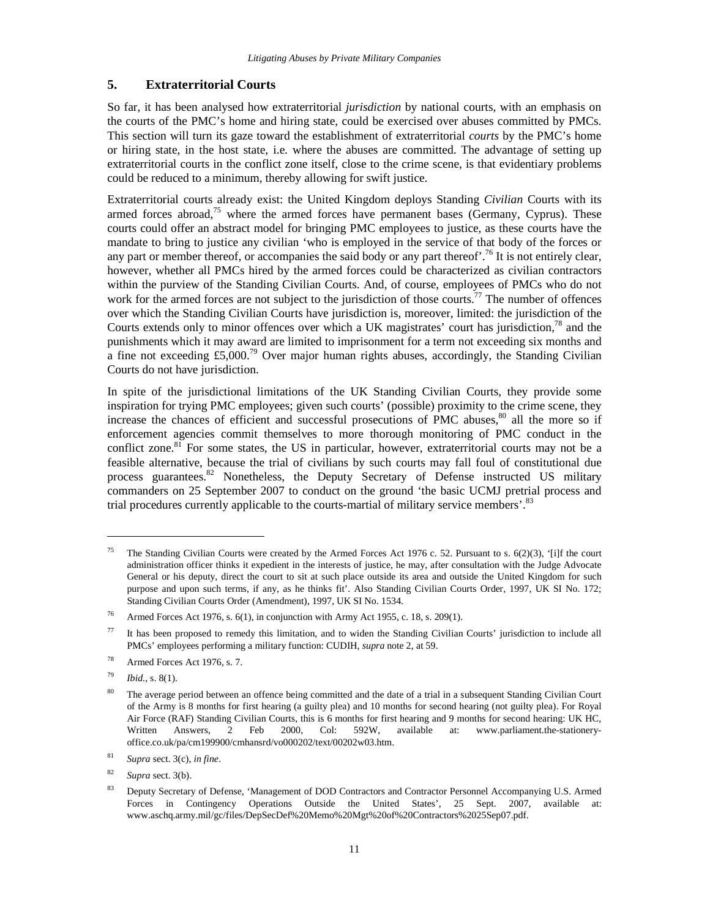## 5. Extraterritorial Courts

So far, it has been analysed how extraterritorial *jurisdiction* by national courts, with an emphasis on the courts of the PMC's home and hiring state, could be exercised over abuses committed by PMCs. This section will turn its gaze toward the establishment of extraterritorial *courts* by the PMC's home or hiring state, in the host state, i.e. where the abuses are committed. The advantage of setting up extraterritorial courts in the conflict zone itself, close to the crime scene, is that evidentiary problems could be reduced to a minimum, thereby allowing for swift justice.

Extraterritorial courts already exist: the United Kingdom deploys Standing *Civilian* Courts with its armed forces abroad,[75] where the armed forces have permanent bases (Germany, Cyprus). These courts could offer an abstract model for bringing PMC employees to justice, as these courts have the mandate to bring to justice any civilian 'who is employed in the service of that body of the forces or any part or member thereof, or accompanies the said body or any part thereof'.[76] It is not entirely clear, however, whether all PMCs hired by the armed forces could be characterized as civilian contractors within the purview of the Standing Civilian Courts. And, of course, employees of PMCs who do not work for the armed forces are not subject to the jurisdiction of those courts.[77] The number of offences over which the Standing Civilian Courts have jurisdiction is, moreover, limited: the jurisdiction of the Courts extends only to minor offences over which a UK magistrates' court has jurisdiction,[78] and the punishments which it may award are limited to imprisonment for a term not exceeding six months and a fine not exceeding £5,000.[79] Over major human rights abuses, accordingly, the Standing Civilian Courts do not have jurisdiction.

In spite of the jurisdictional limitations of the UK Standing Civilian Courts, they provide some inspiration for trying PMC employees; given such courts' (possible) proximity to the crime scene, they increase the chances of efficient and successful prosecutions of PMC abuses,[80] all the more so if enforcement agencies commit themselves to more thorough monitoring of PMC conduct in the conflict zone.[81] For some states, the US in particular, however, extraterritorial courts may not be a feasible alternative, because the trial of civilians by such courts may fall foul of constitutional due process guarantees.[82] Nonetheless, the Deputy Secretary of Defense instructed US military commanders on 25 September 2007 to conduct on the ground 'the basic UCMJ pretrial process and trial procedures currently applicable to the courts-martial of military service members'.[83]

---

[75] The Standing Civilian Courts were created by the Armed Forces Act 1976 c. 52. Pursuant to s. 6(2)(3), '[i]f the court administration officer thinks it expedient in the interests of justice, he may, after consultation with the Judge Advocate General or his deputy, direct the court to sit at such place outside its area and outside the United Kingdom for such purpose and upon such terms, if any, as he thinks fit'. Also Standing Civilian Courts Order, 1997, UK SI No. 172; Standing Civilian Courts Order (Amendment), 1997, UK SI No. 1534.

[76] Armed Forces Act 1976, s. 6(1), in conjunction with Army Act 1955, c. 18, s. 209(1).

[77] It has been proposed to remedy this limitation, and to widen the Standing Civilian Courts' jurisdiction to include all PMCs' employees performing a military function: CUDIH, *supra* note 2, at 59.

[78] Armed Forces Act 1976, s. 7.

[79] *Ibid.*, s. 8(1).

[80] The average period between an offence being committed and the date of a trial in a subsequent Standing Civilian Court of the Army is 8 months for first hearing (a guilty plea) and 10 months for second hearing (not guilty plea). For Royal Air Force (RAF) Standing Civilian Courts, this is 6 months for first hearing and 9 months for second hearing: UK HC, Written Answers, 2 Feb 2000, Col: 592W, available at: www.parliament.the-stationery-office.co.uk/pa/cm199900/cmhansrd/vo000202/text/00202w03.htm.

[81] *Supra* sect. 3(c), *in fine*.

[82] *Supra* sect. 3(b).

[83] Deputy Secretary of Defense, 'Management of DOD Contractors and Contractor Personnel Accompanying U.S. Armed Forces in Contingency Operations Outside the United States', 25 Sept. 2007, available at: www.aschq.army.mil/gc/files/DepSecDef%20Memo%20Mgt%20of%20Contractors%2025Sep07.pdf.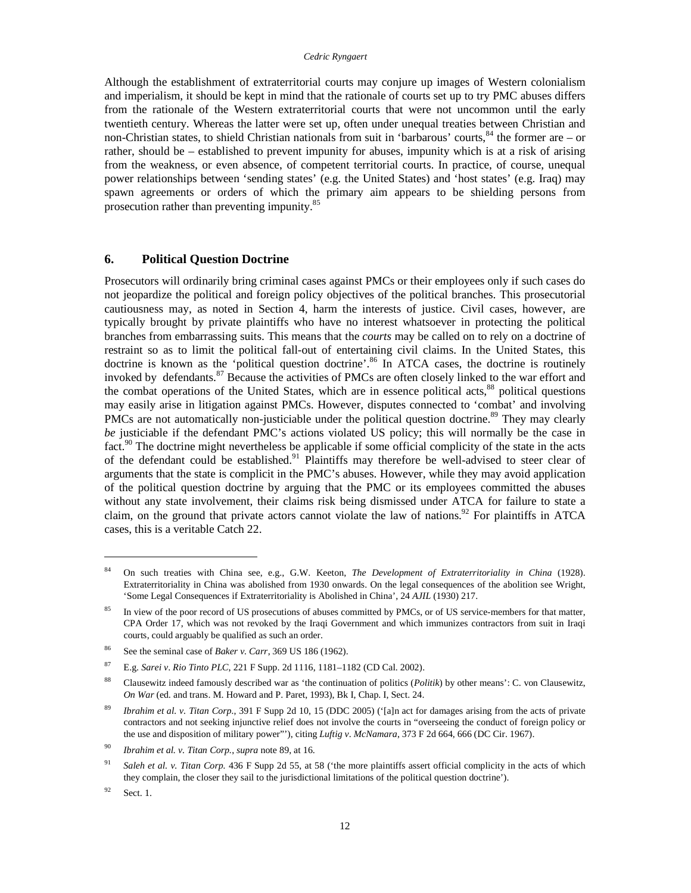Although the establishment of extraterritorial courts may conjure up images of Western colonialism and imperialism, it should be kept in mind that the rationale of courts set up to try PMC abuses differs from the rationale of the Western extraterritorial courts that were not uncommon until the early twentieth century. Whereas the latter were set up, often under unequal treaties between Christian and non-Christian states, to shield Christian nationals from suit in 'barbarous' courts,[84] the former are – or rather, should be – established to prevent impunity for abuses, impunity which is at a risk of arising from the weakness, or even absence, of competent territorial courts. In practice, of course, unequal power relationships between 'sending states' (e.g. the United States) and 'host states' (e.g. Iraq) may spawn agreements or orders of which the primary aim appears to be shielding persons from prosecution rather than preventing impunity.[85]

## 6. Political Question Doctrine

Prosecutors will ordinarily bring criminal cases against PMCs or their employees only if such cases do not jeopardize the political and foreign policy objectives of the political branches. This prosecutorial cautiousness may, as noted in Section 4, harm the interests of justice. Civil cases, however, are typically brought by private plaintiffs who have no interest whatsoever in protecting the political branches from embarrassing suits. This means that the *courts* may be called on to rely on a doctrine of restraint so as to limit the political fall-out of entertaining civil claims. In the United States, this doctrine is known as the 'political question doctrine'.[86] In ATCA cases, the doctrine is routinely invoked by defendants.[87] Because the activities of PMCs are often closely linked to the war effort and the combat operations of the United States, which are in essence political acts,[88] political questions may easily arise in litigation against PMCs. However, disputes connected to 'combat' and involving PMCs are not automatically non-justiciable under the political question doctrine.[89] They may clearly *be* justiciable if the defendant PMC's actions violated US policy; this will normally be the case in fact.[90] The doctrine might nevertheless be applicable if some official complicity of the state in the acts of the defendant could be established.[91] Plaintiffs may therefore be well-advised to steer clear of arguments that the state is complicit in the PMC's abuses. However, while they may avoid application of the political question doctrine by arguing that the PMC or its employees committed the abuses without any state involvement, their claims risk being dismissed under ATCA for failure to state a claim, on the ground that private actors cannot violate the law of nations.[92] For plaintiffs in ATCA cases, this is a veritable Catch 22.

---

[84] On such treaties with China see, e.g., G.W. Keeton, *The Development of Extraterritoriality in China* (1928). Extraterritoriality in China was abolished from 1930 onwards. On the legal consequences of the abolition see Wright, 'Some Legal Consequences if Extraterritoriality is Abolished in China', 24 *AJIL* (1930) 217.

[85] In view of the poor record of US prosecutions of abuses committed by PMCs, or of US service-members for that matter, CPA Order 17, which was not revoked by the Iraqi Government and which immunizes contractors from suit in Iraqi courts, could arguably be qualified as such an order.

[86] See the seminal case of *Baker v. Carr*, 369 US 186 (1962).

[87] E.g. *Sarei v. Rio Tinto PLC*, 221 F Supp. 2d 1116, 1181–1182 (CD Cal. 2002).

[88] Clausewitz indeed famously described war as 'the continuation of politics (*Politik*) by other means': C. von Clausewitz, *On War* (ed. and trans. M. Howard and P. Paret, 1993), Bk I, Chap. I, Sect. 24.

[89] *Ibrahim et al. v. Titan Corp.*, 391 F Supp 2d 10, 15 (DDC 2005) ('[a]n act for damages arising from the acts of private contractors and not seeking injunctive relief does not involve the courts in "overseeing the conduct of foreign policy or the use and disposition of military power"'), citing *Luftig v. McNamara*, 373 F 2d 664, 666 (DC Cir. 1967).

[90] *Ibrahim et al. v. Titan Corp.*, *supra* note 89, at 16.

[91] *Saleh et al. v. Titan Corp.* 436 F Supp 2d 55, at 58 ('the more plaintiffs assert official complicity in the acts of which they complain, the closer they sail to the jurisdictional limitations of the political question doctrine').

[92] Sect. 1.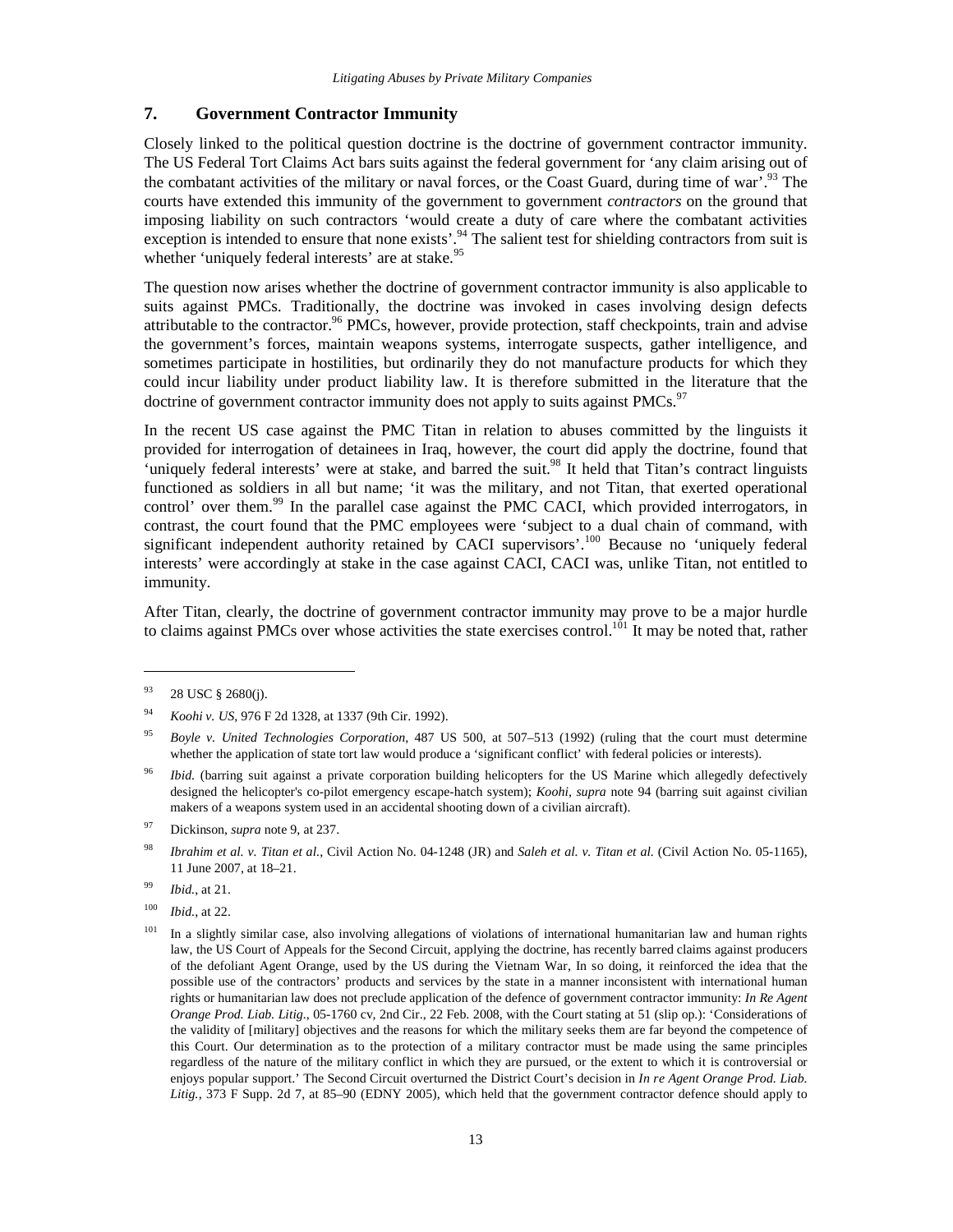## 7. Government Contractor Immunity

Closely linked to the political question doctrine is the doctrine of government contractor immunity. The US Federal Tort Claims Act bars suits against the federal government for 'any claim arising out of the combatant activities of the military or naval forces, or the Coast Guard, during time of war'.[93] The courts have extended this immunity of the government to government *contractors* on the ground that imposing liability on such contractors 'would create a duty of care where the combatant activities exception is intended to ensure that none exists'.[94] The salient test for shielding contractors from suit is whether 'uniquely federal interests' are at stake.[95]

The question now arises whether the doctrine of government contractor immunity is also applicable to suits against PMCs. Traditionally, the doctrine was invoked in cases involving design defects attributable to the contractor.[96] PMCs, however, provide protection, staff checkpoints, train and advise the government's forces, maintain weapons systems, interrogate suspects, gather intelligence, and sometimes participate in hostilities, but ordinarily they do not manufacture products for which they could incur liability under product liability law. It is therefore submitted in the literature that the doctrine of government contractor immunity does not apply to suits against PMCs.[97]

In the recent US case against the PMC Titan in relation to abuses committed by the linguists it provided for interrogation of detainees in Iraq, however, the court did apply the doctrine, found that 'uniquely federal interests' were at stake, and barred the suit.[98] It held that Titan's contract linguists functioned as soldiers in all but name; 'it was the military, and not Titan, that exerted operational control' over them.[99] In the parallel case against the PMC CACI, which provided interrogators, in contrast, the court found that the PMC employees were 'subject to a dual chain of command, with significant independent authority retained by CACI supervisors'.[100] Because no 'uniquely federal interests' were accordingly at stake in the case against CACI, CACI was, unlike Titan, not entitled to immunity.

After Titan, clearly, the doctrine of government contractor immunity may prove to be a major hurdle to claims against PMCs over whose activities the state exercises control.[101] It may be noted that, rather

---

[93] 28 USC § 2680(j).

[94] *Koohi v. US*, 976 F 2d 1328, at 1337 (9th Cir. 1992).

[95] *Boyle v. United Technologies Corporation*, 487 US 500, at 507–513 (1992) (ruling that the court must determine whether the application of state tort law would produce a 'significant conflict' with federal policies or interests).

[96] *Ibid.* (barring suit against a private corporation building helicopters for the US Marine which allegedly defectively designed the helicopter's co-pilot emergency escape-hatch system); *Koohi*, *supra* note 94 (barring suit against civilian makers of a weapons system used in an accidental shooting down of a civilian aircraft).

[97] Dickinson, *supra* note 9, at 237.

[98] *Ibrahim et al. v. Titan et al.*, Civil Action No. 04-1248 (JR) and *Saleh et al. v. Titan et al.* (Civil Action No. 05-1165), 11 June 2007, at 18–21.

[99] *Ibid.*, at 21.

[100] *Ibid.*, at 22.

[101] In a slightly similar case, also involving allegations of violations of international humanitarian law and human rights law, the US Court of Appeals for the Second Circuit, applying the doctrine, has recently barred claims against producers of the defoliant Agent Orange, used by the US during the Vietnam War, In so doing, it reinforced the idea that the possible use of the contractors' products and services by the state in a manner inconsistent with international human rights or humanitarian law does not preclude application of the defence of government contractor immunity: *In Re Agent Orange Prod. Liab. Litig.*, 05-1760 cv, 2nd Cir., 22 Feb. 2008, with the Court stating at 51 (slip op.): 'Considerations of the validity of [military] objectives and the reasons for which the military seeks them are far beyond the competence of this Court. Our determination as to the protection of a military contractor must be made using the same principles regardless of the nature of the military conflict in which they are pursued, or the extent to which it is controversial or enjoys popular support.' The Second Circuit overturned the District Court's decision in *In re Agent Orange Prod. Liab. Litig.*, 373 F Supp. 2d 7, at 85–90 (EDNY 2005), which held that the government contractor defence should apply to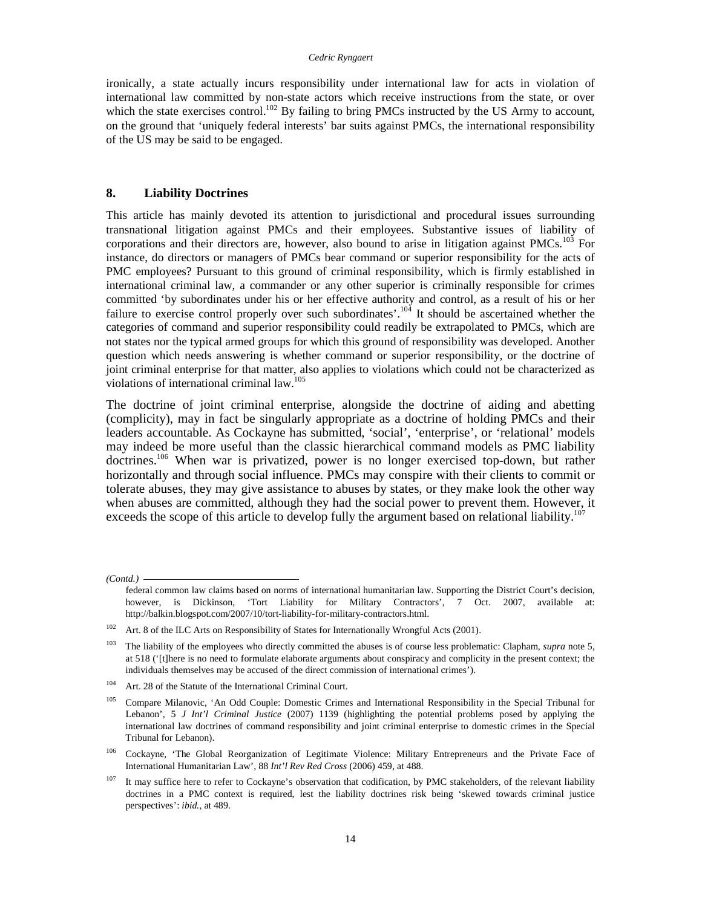ironically, a state actually incurs responsibility under international law for acts in violation of international law committed by non-state actors which receive instructions from the state, or over which the state exercises control.[102] By failing to bring PMCs instructed by the US Army to account, on the ground that 'uniquely federal interests' bar suits against PMCs, the international responsibility of the US may be said to be engaged.

## 8. Liability Doctrines

This article has mainly devoted its attention to jurisdictional and procedural issues surrounding transnational litigation against PMCs and their employees. Substantive issues of liability of corporations and their directors are, however, also bound to arise in litigation against PMCs.[103] For instance, do directors or managers of PMCs bear command or superior responsibility for the acts of PMC employees? Pursuant to this ground of criminal responsibility, which is firmly established in international criminal law, a commander or any other superior is criminally responsible for crimes committed 'by subordinates under his or her effective authority and control, as a result of his or her failure to exercise control properly over such subordinates'.[104] It should be ascertained whether the categories of command and superior responsibility could readily be extrapolated to PMCs, which are not states nor the typical armed groups for which this ground of responsibility was developed. Another question which needs answering is whether command or superior responsibility, or the doctrine of joint criminal enterprise for that matter, also applies to violations which could not be characterized as violations of international criminal law.[105]

The doctrine of joint criminal enterprise, alongside the doctrine of aiding and abetting (complicity), may in fact be singularly appropriate as a doctrine of holding PMCs and their leaders accountable. As Cockayne has submitted, 'social', 'enterprise', or 'relational' models may indeed be more useful than the classic hierarchical command models as PMC liability doctrines.[106] When war is privatized, power is no longer exercised top-down, but rather horizontally and through social influence. PMCs may conspire with their clients to commit or tolerate abuses, they may give assistance to abuses by states, or they make look the other way when abuses are committed, although they had the social power to prevent them. However, it exceeds the scope of this article to develop fully the argument based on relational liability.[107]

---

*(Contd.)* federal common law claims based on norms of international humanitarian law. Supporting the District Court's decision, however, is Dickinson, 'Tort Liability for Military Contractors', 7 Oct. 2007, available at: http://balkin.blogspot.com/2007/10/tort-liability-for-military-contractors.html.

[102] Art. 8 of the ILC Arts on Responsibility of States for Internationally Wrongful Acts (2001).

[103] The liability of the employees who directly committed the abuses is of course less problematic: Clapham, *supra* note 5, at 518 ('[t]here is no need to formulate elaborate arguments about conspiracy and complicity in the present context; the individuals themselves may be accused of the direct commission of international crimes').

[104] Art. 28 of the Statute of the International Criminal Court.

[105] Compare Milanovic, 'An Odd Couple: Domestic Crimes and International Responsibility in the Special Tribunal for Lebanon', 5 *J Int'l Criminal Justice* (2007) 1139 (highlighting the potential problems posed by applying the international law doctrines of command responsibility and joint criminal enterprise to domestic crimes in the Special Tribunal for Lebanon).

[106] Cockayne, 'The Global Reorganization of Legitimate Violence: Military Entrepreneurs and the Private Face of International Humanitarian Law', 88 *Int'l Rev Red Cross* (2006) 459, at 488.

[107] It may suffice here to refer to Cockayne's observation that codification, by PMC stakeholders, of the relevant liability doctrines in a PMC context is required, lest the liability doctrines risk being 'skewed towards criminal justice perspectives': *ibid.*, at 489.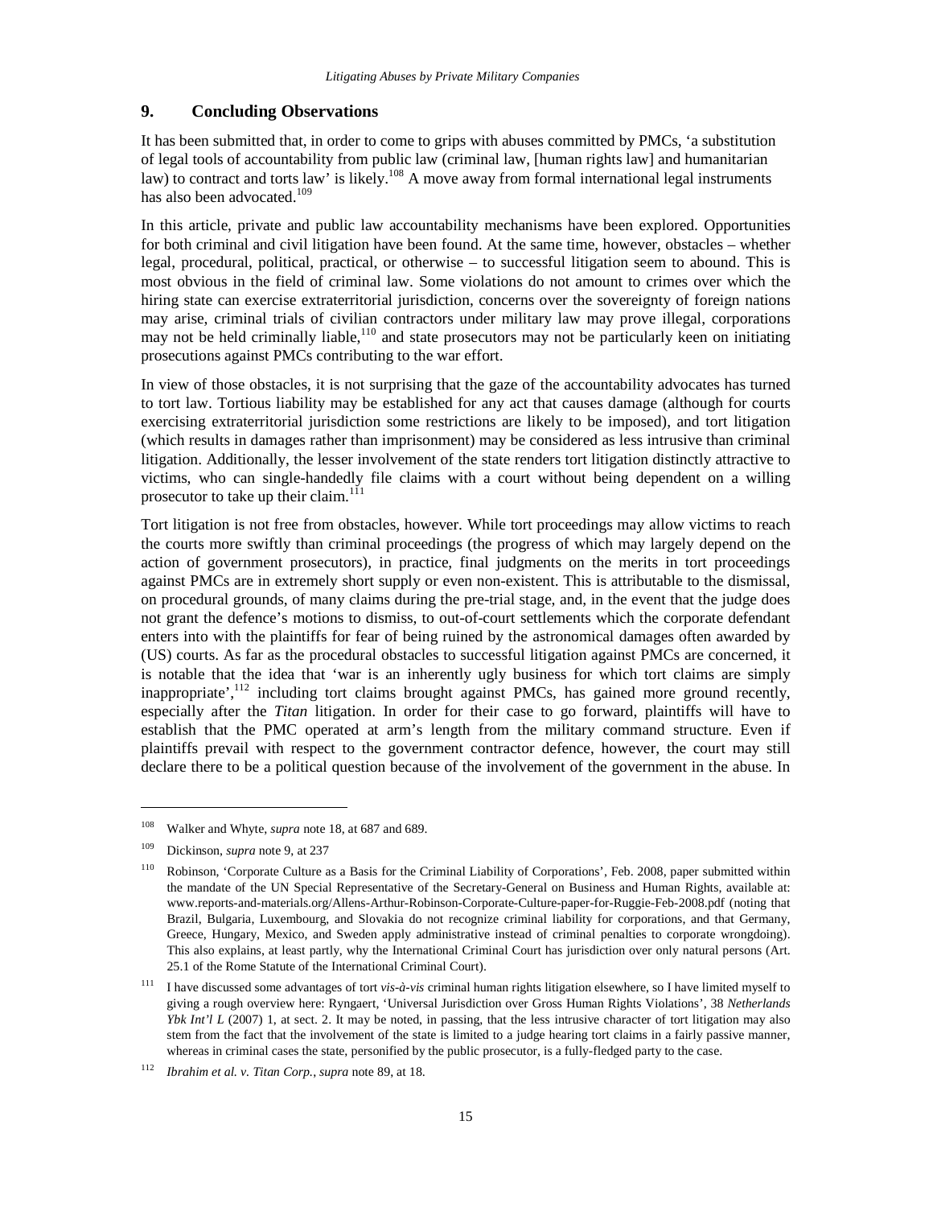## 9. Concluding Observations

It has been submitted that, in order to come to grips with abuses committed by PMCs, 'a substitution of legal tools of accountability from public law (criminal law, [human rights law] and humanitarian law) to contract and torts law' is likely.[108] A move away from formal international legal instruments has also been advocated.[109]

In this article, private and public law accountability mechanisms have been explored. Opportunities for both criminal and civil litigation have been found. At the same time, however, obstacles – whether legal, procedural, political, practical, or otherwise – to successful litigation seem to abound. This is most obvious in the field of criminal law. Some violations do not amount to crimes over which the hiring state can exercise extraterritorial jurisdiction, concerns over the sovereignty of foreign nations may arise, criminal trials of civilian contractors under military law may prove illegal, corporations may not be held criminally liable,[110] and state prosecutors may not be particularly keen on initiating prosecutions against PMCs contributing to the war effort.

In view of those obstacles, it is not surprising that the gaze of the accountability advocates has turned to tort law. Tortious liability may be established for any act that causes damage (although for courts exercising extraterritorial jurisdiction some restrictions are likely to be imposed), and tort litigation (which results in damages rather than imprisonment) may be considered as less intrusive than criminal litigation. Additionally, the lesser involvement of the state renders tort litigation distinctly attractive to victims, who can single-handedly file claims with a court without being dependent on a willing prosecutor to take up their claim.[111]

Tort litigation is not free from obstacles, however. While tort proceedings may allow victims to reach the courts more swiftly than criminal proceedings (the progress of which may largely depend on the action of government prosecutors), in practice, final judgments on the merits in tort proceedings against PMCs are in extremely short supply or even non-existent. This is attributable to the dismissal, on procedural grounds, of many claims during the pre-trial stage, and, in the event that the judge does not grant the defence's motions to dismiss, to out-of-court settlements which the corporate defendant enters into with the plaintiffs for fear of being ruined by the astronomical damages often awarded by (US) courts. As far as the procedural obstacles to successful litigation against PMCs are concerned, it is notable that the idea that 'war is an inherently ugly business for which tort claims are simply inappropriate',[112] including tort claims brought against PMCs, has gained more ground recently, especially after the *Titan* litigation. In order for their case to go forward, plaintiffs will have to establish that the PMC operated at arm's length from the military command structure. Even if plaintiffs prevail with respect to the government contractor defence, however, the court may still declare there to be a political question because of the involvement of the government in the abuse. In

---

[108] Walker and Whyte, *supra* note 18, at 687 and 689.

[109] Dickinson, *supra* note 9, at 237

[110] Robinson, 'Corporate Culture as a Basis for the Criminal Liability of Corporations', Feb. 2008, paper submitted within the mandate of the UN Special Representative of the Secretary-General on Business and Human Rights, available at: www.reports-and-materials.org/Allens-Arthur-Robinson-Corporate-Culture-paper-for-Ruggie-Feb-2008.pdf (noting that Brazil, Bulgaria, Luxembourg, and Slovakia do not recognize criminal liability for corporations, and that Germany, Greece, Hungary, Mexico, and Sweden apply administrative instead of criminal penalties to corporate wrongdoing). This also explains, at least partly, why the International Criminal Court has jurisdiction over only natural persons (Art. 25.1 of the Rome Statute of the International Criminal Court).

[111] I have discussed some advantages of tort *vis-à-vis* criminal human rights litigation elsewhere, so I have limited myself to giving a rough overview here: Ryngaert, 'Universal Jurisdiction over Gross Human Rights Violations', 38 *Netherlands Ybk Int'l L* (2007) 1, at sect. 2. It may be noted, in passing, that the less intrusive character of tort litigation may also stem from the fact that the involvement of the state is limited to a judge hearing tort claims in a fairly passive manner, whereas in criminal cases the state, personified by the public prosecutor, is a fully-fledged party to the case.

[112] *Ibrahim et al. v. Titan Corp.*, *supra* note 89, at 18.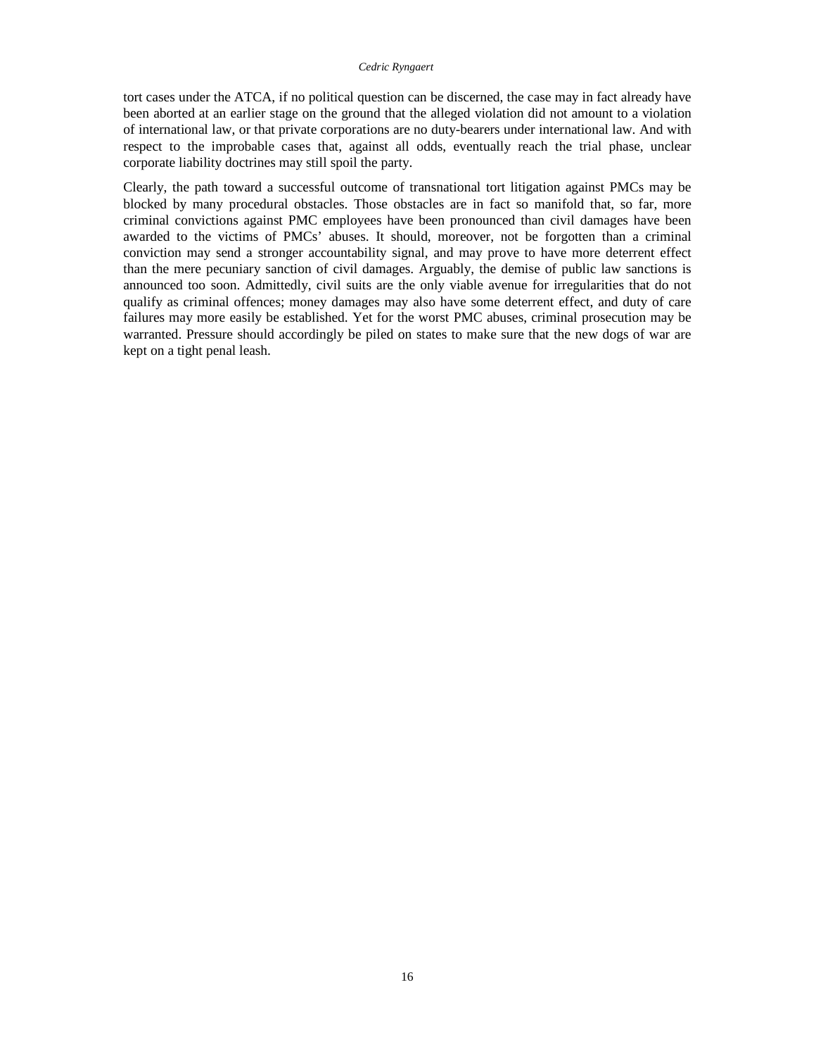tort cases under the ATCA, if no political question can be discerned, the case may in fact already have been aborted at an earlier stage on the ground that the alleged violation did not amount to a violation of international law, or that private corporations are no duty-bearers under international law. And with respect to the improbable cases that, against all odds, eventually reach the trial phase, unclear corporate liability doctrines may still spoil the party.

Clearly, the path toward a successful outcome of transnational tort litigation against PMCs may be blocked by many procedural obstacles. Those obstacles are in fact so manifold that, so far, more criminal convictions against PMC employees have been pronounced than civil damages have been awarded to the victims of PMCs' abuses. It should, moreover, not be forgotten than a criminal conviction may send a stronger accountability signal, and may prove to have more deterrent effect than the mere pecuniary sanction of civil damages. Arguably, the demise of public law sanctions is announced too soon. Admittedly, civil suits are the only viable avenue for irregularities that do not qualify as criminal offences; money damages may also have some deterrent effect, and duty of care failures may more easily be established. Yet for the worst PMC abuses, criminal prosecution may be warranted. Pressure should accordingly be piled on states to make sure that the new dogs of war are kept on a tight penal leash.